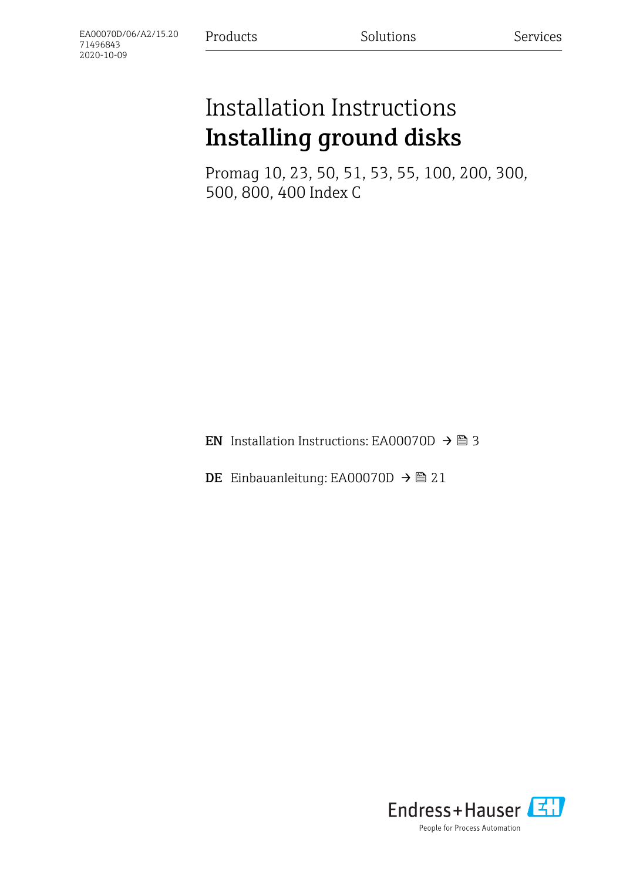EA00070D/06/A2/15.20
71496843
2020-10-09

Products Solutions Services

# Installation Instructions
# Installing ground disks

Promag 10, 23, 50, 51, 53, 55, 100, 200, 300, 500, 800, 400 Index C

**EN** Installation Instructions: EA00070D → 📄 3

**DE** Einbauanleitung: EA00070D → 📄 21

Endress+Hauser
People for Process Automation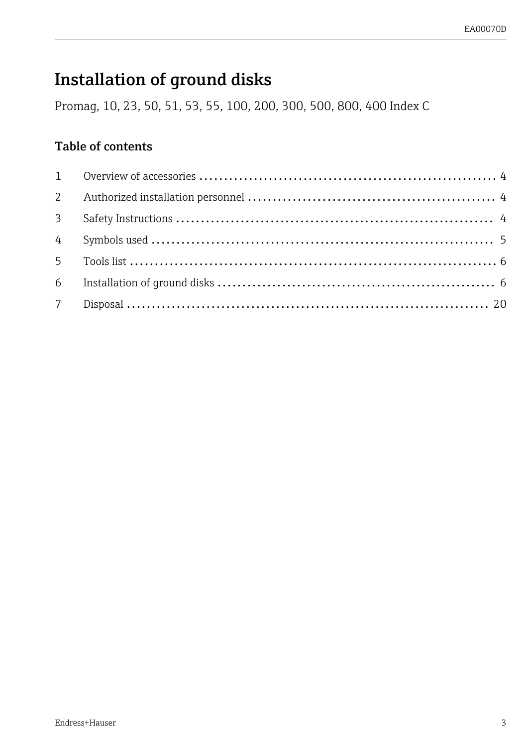# Installation of ground disks

Promag, 10, 23, 50, 51, 53, 55, 100, 200, 300, 500, 800, 400 Index C

## Table of contents

| | | |
|---|---|---|
| 1 | Overview of accessories | 4 |
| 2 | Authorized installation personnel | 4 |
| 3 | Safety Instructions | 4 |
| 4 | Symbols used | 5 |
| 5 | Tools list | 6 |
| 6 | Installation of ground disks | 6 |
| 7 | Disposal | 20 |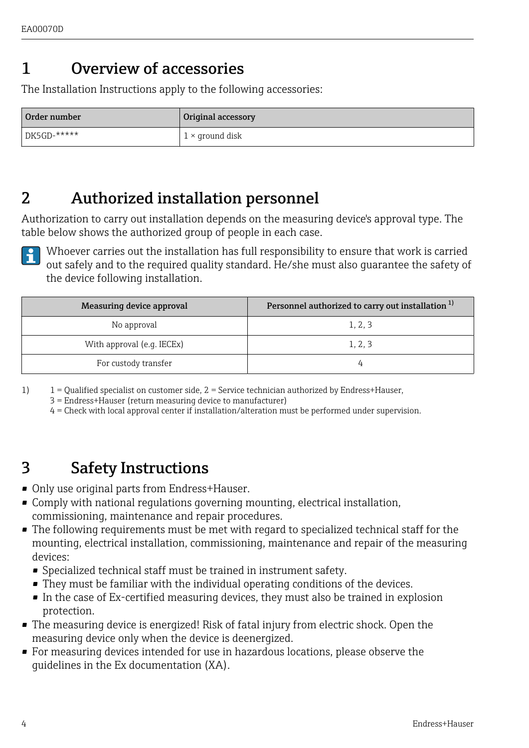# 1 Overview of accessories

The Installation Instructions apply to the following accessories:

| Order number | Original accessory |
| --- | --- |
| DK5GD-***** | 1 × ground disk |

# 2 Authorized installation personnel

Authorization to carry out installation depends on the measuring device's approval type. The table below shows the authorized group of people in each case.

Whoever carries out the installation has full responsibility to ensure that work is carried out safely and to the required quality standard. He/she must also guarantee the safety of the device following installation.

| Measuring device approval | Personnel authorized to carry out installation [1) ] |
| --- | --- |
| No approval | 1, 2, 3 |
| With approval (e.g. IECEx) | 1, 2, 3 |
| For custody transfer | 4 |

1) 1 = Qualified specialist on customer side, 2 = Service technician authorized by Endress+Hauser, 3 = Endress+Hauser (return measuring device to manufacturer) 4 = Check with local approval center if installation/alteration must be performed under supervision.

# 3 Safety Instructions

- Only use original parts from Endress+Hauser.
- Comply with national regulations governing mounting, electrical installation, commissioning, maintenance and repair procedures.
- The following requirements must be met with regard to specialized technical staff for the mounting, electrical installation, commissioning, maintenance and repair of the measuring devices:
  - Specialized technical staff must be trained in instrument safety.
  - They must be familiar with the individual operating conditions of the devices.
  - In the case of Ex-certified measuring devices, they must also be trained in explosion protection.
- The measuring device is energized! Risk of fatal injury from electric shock. Open the measuring device only when the device is deenergized.
- For measuring devices intended for use in hazardous locations, please observe the guidelines in the Ex documentation (XA).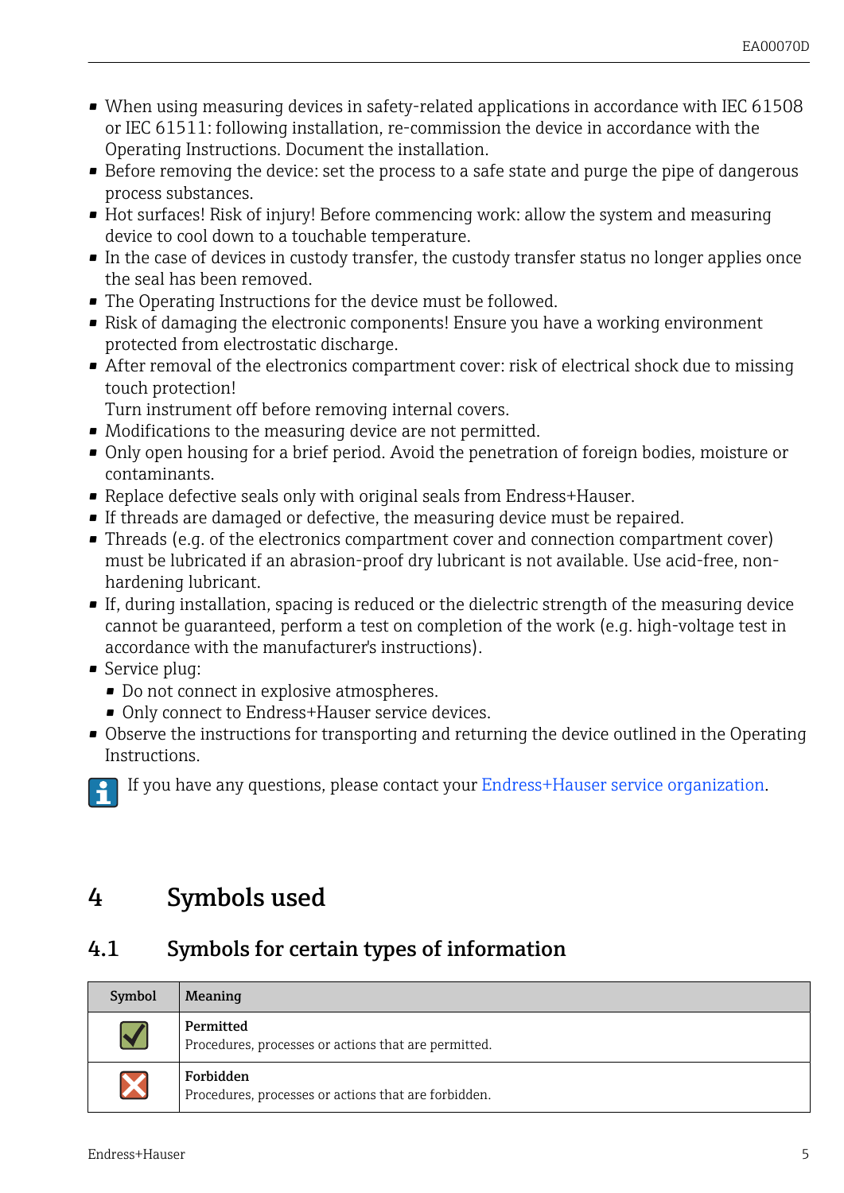- When using measuring devices in safety-related applications in accordance with IEC 61508 or IEC 61511: following installation, re-commission the device in accordance with the Operating Instructions. Document the installation.
- Before removing the device: set the process to a safe state and purge the pipe of dangerous process substances.
- Hot surfaces! Risk of injury! Before commencing work: allow the system and measuring device to cool down to a touchable temperature.
- In the case of devices in custody transfer, the custody transfer status no longer applies once the seal has been removed.
- The Operating Instructions for the device must be followed.
- Risk of damaging the electronic components! Ensure you have a working environment protected from electrostatic discharge.
- After removal of the electronics compartment cover: risk of electrical shock due to missing touch protection!
  Turn instrument off before removing internal covers.
- Modifications to the measuring device are not permitted.
- Only open housing for a brief period. Avoid the penetration of foreign bodies, moisture or contaminants.
- Replace defective seals only with original seals from Endress+Hauser.
- If threads are damaged or defective, the measuring device must be repaired.
- Threads (e.g. of the electronics compartment cover and connection compartment cover) must be lubricated if an abrasion-proof dry lubricant is not available. Use acid-free, non-hardening lubricant.
- If, during installation, spacing is reduced or the dielectric strength of the measuring device cannot be guaranteed, perform a test on completion of the work (e.g. high-voltage test in accordance with the manufacturer's instructions).
- Service plug:
  - Do not connect in explosive atmospheres.
  - Only connect to Endress+Hauser service devices.
- Observe the instructions for transporting and returning the device outlined in the Operating Instructions.

If you have any questions, please contact your Endress+Hauser service organization.

# 4 Symbols used

## 4.1 Symbols for certain types of information

| Symbol | Meaning |
|---|---|
| ✔ | **Permitted**<br>Procedures, processes or actions that are permitted. |
| ✖ | **Forbidden**<br>Procedures, processes or actions that are forbidden. |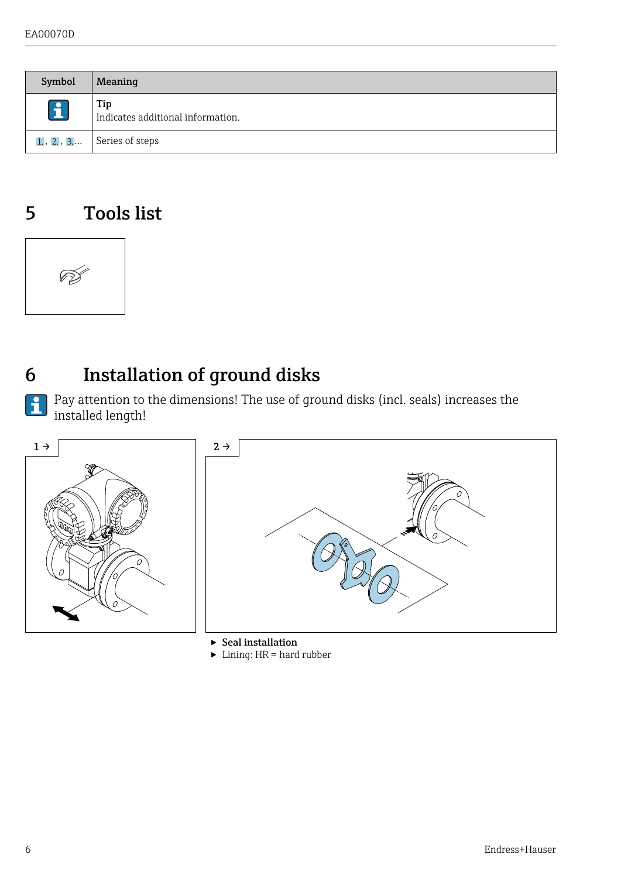| Symbol | Meaning |
|---|---|
| i | **Tip**<br>Indicates additional information. |
| 1., 2., 3.... | Series of steps |

# 5 Tools list

# 6 Installation of ground disks

Pay attention to the dimensions! The use of ground disks (incl. seals) increases the installed length!

1 →

2 →

- **Seal installation**
- Lining: HR = hard rubber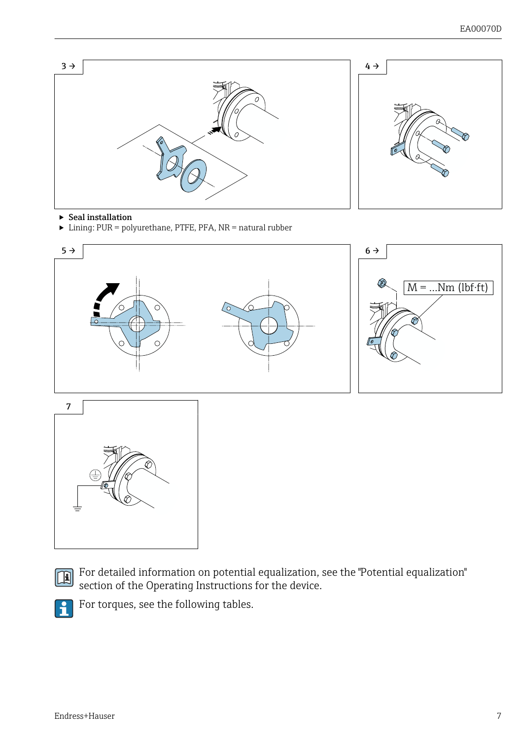3 →

4 →

- ▶ **Seal installation**
- ▶ Lining: PUR = polyurethane, PTFE, PFA, NR = natural rubber

5 →

6 →

M = ...Nm (lbf·ft)

7

For detailed information on potential equalization, see the "Potential equalization" section of the Operating Instructions for the device.

For torques, see the following tables.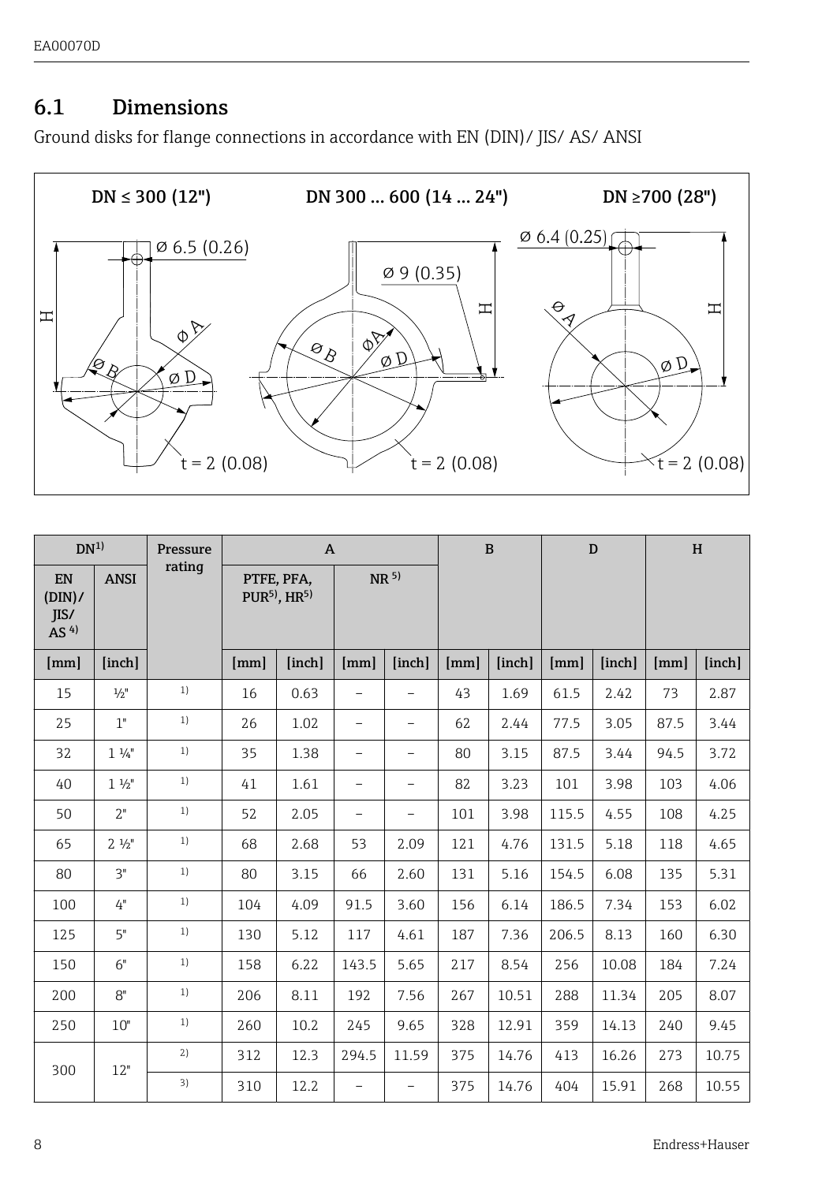## 6.1 Dimensions

Ground disks for flange connections in accordance with EN (DIN)/ JIS/ AS/ ANSI

DN ≤ 300 (12")

DN 300 … 600 (14 … 24")

DN ≥700 (28")

Ø 6.5 (0.26)

Ø 9 (0.35)

Ø 6.4 (0.25)

t = 2 (0.08)

| DN[1] | | Pressure rating | A | | | | B | | D | | H | |
|---|---|---|---|---|---|---|---|---|---|---|---|---|
| EN (DIN)/ JIS/ AS [4] | ANSI | | PTFE, PFA, PUR[5], HR[5] | | NR [5] | | | | | | | |
| [mm] | [inch] | | [mm] | [inch] | [mm] | [inch] | [mm] | [inch] | [mm] | [inch] | [mm] | [inch] |
| 15 | ½" | [1] | 16 | 0.63 | – | – | 43 | 1.69 | 61.5 | 2.42 | 73 | 2.87 |
| 25 | 1" | [1] | 26 | 1.02 | – | – | 62 | 2.44 | 77.5 | 3.05 | 87.5 | 3.44 |
| 32 | 1 ¼" | [1] | 35 | 1.38 | – | – | 80 | 3.15 | 87.5 | 3.44 | 94.5 | 3.72 |
| 40 | 1 ½" | [1] | 41 | 1.61 | – | – | 82 | 3.23 | 101 | 3.98 | 103 | 4.06 |
| 50 | 2" | [1] | 52 | 2.05 | – | – | 101 | 3.98 | 115.5 | 4.55 | 108 | 4.25 |
| 65 | 2 ½" | [1] | 68 | 2.68 | 53 | 2.09 | 121 | 4.76 | 131.5 | 5.18 | 118 | 4.65 |
| 80 | 3" | [1] | 80 | 3.15 | 66 | 2.60 | 131 | 5.16 | 154.5 | 6.08 | 135 | 5.31 |
| 100 | 4" | [1] | 104 | 4.09 | 91.5 | 3.60 | 156 | 6.14 | 186.5 | 7.34 | 153 | 6.02 |
| 125 | 5" | [1] | 130 | 5.12 | 117 | 4.61 | 187 | 7.36 | 206.5 | 8.13 | 160 | 6.30 |
| 150 | 6" | [1] | 158 | 6.22 | 143.5 | 5.65 | 217 | 8.54 | 256 | 10.08 | 184 | 7.24 |
| 200 | 8" | [1] | 206 | 8.11 | 192 | 7.56 | 267 | 10.51 | 288 | 11.34 | 205 | 8.07 |
| 250 | 10" | [1] | 260 | 10.2 | 245 | 9.65 | 328 | 12.91 | 359 | 14.13 | 240 | 9.45 |
| 300 | 12" | [2] | 312 | 12.3 | 294.5 | 11.59 | 375 | 14.76 | 413 | 16.26 | 273 | 10.75 |
| | | [3] | 310 | 12.2 | – | – | 375 | 14.76 | 404 | 15.91 | 268 | 10.55 |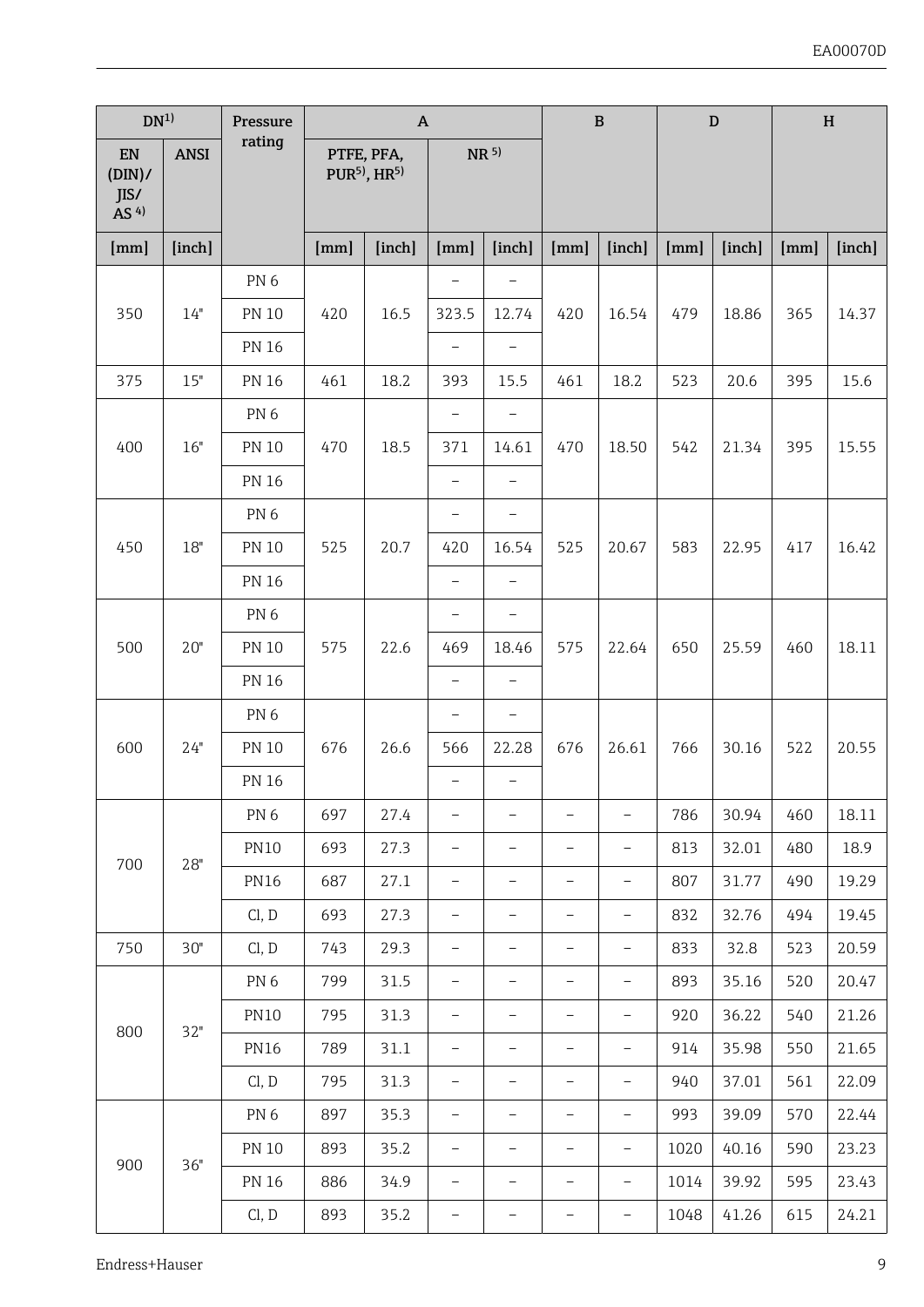| DN[1] | | Pressure rating | A | | | | B | | D | | H | |
|---|---|---|---|---|---|---|---|---|---|---|---|---|
| EN (DIN)/ JIS/ AS [4] | ANSI | | PTFE, PFA, PUR[5], HR[5] | | NR [5] | | | | | | | |
| [mm] | [inch] | | [mm] | [inch] | [mm] | [inch] | [mm] | [inch] | [mm] | [inch] | [mm] | [inch] |
| 350 | 14" | PN 6 | 420 | 16.5 | – | – | 420 | 16.54 | 479 | 18.86 | 365 | 14.37 |
| | | PN 10 | | | 323.5 | 12.74 | | | | | | |
| | | PN 16 | | | – | – | | | | | | |
| 375 | 15" | PN 16 | 461 | 18.2 | 393 | 15.5 | 461 | 18.2 | 523 | 20.6 | 395 | 15.6 |
| 400 | 16" | PN 6 | 470 | 18.5 | – | – | 470 | 18.50 | 542 | 21.34 | 395 | 15.55 |
| | | PN 10 | | | 371 | 14.61 | | | | | | |
| | | PN 16 | | | – | – | | | | | | |
| 450 | 18" | PN 6 | 525 | 20.7 | – | – | 525 | 20.67 | 583 | 22.95 | 417 | 16.42 |
| | | PN 10 | | | 420 | 16.54 | | | | | | |
| | | PN 16 | | | – | – | | | | | | |
| 500 | 20" | PN 6 | 575 | 22.6 | – | – | 575 | 22.64 | 650 | 25.59 | 460 | 18.11 |
| | | PN 10 | | | 469 | 18.46 | | | | | | |
| | | PN 16 | | | – | – | | | | | | |
| 600 | 24" | PN 6 | 676 | 26.6 | – | – | 676 | 26.61 | 766 | 30.16 | 522 | 20.55 |
| | | PN 10 | | | 566 | 22.28 | | | | | | |
| | | PN 16 | | | – | – | | | | | | |
| 700 | 28" | PN 6 | 697 | 27.4 | – | – | – | – | 786 | 30.94 | 460 | 18.11 |
| | | PN10 | 693 | 27.3 | – | – | – | – | 813 | 32.01 | 480 | 18.9 |
| | | PN16 | 687 | 27.1 | – | – | – | – | 807 | 31.77 | 490 | 19.29 |
| | | Cl, D | 693 | 27.3 | – | – | – | – | 832 | 32.76 | 494 | 19.45 |
| 750 | 30" | Cl, D | 743 | 29.3 | – | – | – | – | 833 | 32.8 | 523 | 20.59 |
| 800 | 32" | PN 6 | 799 | 31.5 | – | – | – | – | 893 | 35.16 | 520 | 20.47 |
| | | PN10 | 795 | 31.3 | – | – | – | – | 920 | 36.22 | 540 | 21.26 |
| | | PN16 | 789 | 31.1 | – | – | – | – | 914 | 35.98 | 550 | 21.65 |
| | | Cl, D | 795 | 31.3 | – | – | – | – | 940 | 37.01 | 561 | 22.09 |
| 900 | 36" | PN 6 | 897 | 35.3 | – | – | – | – | 993 | 39.09 | 570 | 22.44 |
| | | PN 10 | 893 | 35.2 | – | – | – | – | 1020 | 40.16 | 590 | 23.23 |
| | | PN 16 | 886 | 34.9 | – | – | – | – | 1014 | 39.92 | 595 | 23.43 |
| | | Cl, D | 893 | 35.2 | – | – | – | – | 1048 | 41.26 | 615 | 24.21 |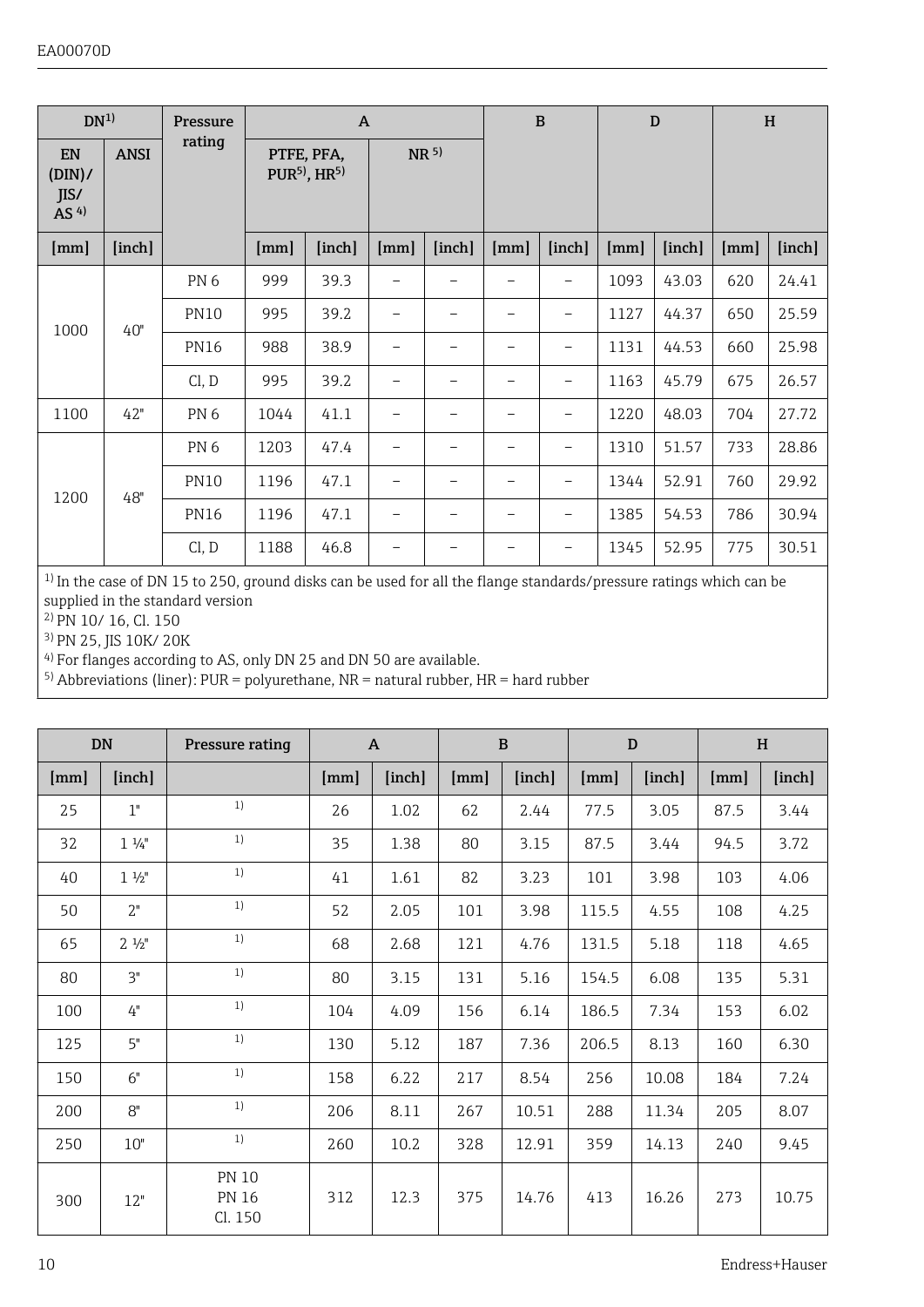EA00070D

| DN[1] | | Pressure rating | A | | | | B | | D | | H | |
|---|---|---|---|---|---|---|---|---|---|---|---|---|
| EN (DIN)/ JIS/ AS [4] | ANSI | | PTFE, PFA, PUR[5], HR[5] | | NR [5] | | | | | | | |
| [mm] | [inch] | | [mm] | [inch] | [mm] | [inch] | [mm] | [inch] | [mm] | [inch] | [mm] | [inch] |
| 1000 | 40" | PN 6 | 999 | 39.3 | – | – | – | – | 1093 | 43.03 | 620 | 24.41 |
| | | PN10 | 995 | 39.2 | – | – | – | – | 1127 | 44.37 | 650 | 25.59 |
| | | PN16 | 988 | 38.9 | – | – | – | – | 1131 | 44.53 | 660 | 25.98 |
| | | Cl, D | 995 | 39.2 | – | – | – | – | 1163 | 45.79 | 675 | 26.57 |
| 1100 | 42" | PN 6 | 1044 | 41.1 | – | – | – | – | 1220 | 48.03 | 704 | 27.72 |
| 1200 | 48" | PN 6 | 1203 | 47.4 | – | – | – | – | 1310 | 51.57 | 733 | 28.86 |
| | | PN10 | 1196 | 47.1 | – | – | – | – | 1344 | 52.91 | 760 | 29.92 |
| | | PN16 | 1196 | 47.1 | – | – | – | – | 1385 | 54.53 | 786 | 30.94 |
| | | Cl, D | 1188 | 46.8 | – | – | – | – | 1345 | 52.95 | 775 | 30.51 |

[1] In the case of DN 15 to 250, ground disks can be used for all the flange standards/pressure ratings which can be supplied in the standard version
[2] PN 10/ 16, Cl. 150
[3] PN 25, JIS 10K/ 20K
[4] For flanges according to AS, only DN 25 and DN 50 are available.
[5] Abbreviations (liner): PUR = polyurethane, NR = natural rubber, HR = hard rubber

| DN | | Pressure rating | A | | B | | D | | H | |
|---|---|---|---|---|---|---|---|---|---|---|
| [mm] | [inch] | | [mm] | [inch] | [mm] | [inch] | [mm] | [inch] | [mm] | [inch] |
| 25 | 1" | [1] | 26 | 1.02 | 62 | 2.44 | 77.5 | 3.05 | 87.5 | 3.44 |
| 32 | 1 ¼" | [1] | 35 | 1.38 | 80 | 3.15 | 87.5 | 3.44 | 94.5 | 3.72 |
| 40 | 1 ½" | [1] | 41 | 1.61 | 82 | 3.23 | 101 | 3.98 | 103 | 4.06 |
| 50 | 2" | [1] | 52 | 2.05 | 101 | 3.98 | 115.5 | 4.55 | 108 | 4.25 |
| 65 | 2 ½" | [1] | 68 | 2.68 | 121 | 4.76 | 131.5 | 5.18 | 118 | 4.65 |
| 80 | 3" | [1] | 80 | 3.15 | 131 | 5.16 | 154.5 | 6.08 | 135 | 5.31 |
| 100 | 4" | [1] | 104 | 4.09 | 156 | 6.14 | 186.5 | 7.34 | 153 | 6.02 |
| 125 | 5" | [1] | 130 | 5.12 | 187 | 7.36 | 206.5 | 8.13 | 160 | 6.30 |
| 150 | 6" | [1] | 158 | 6.22 | 217 | 8.54 | 256 | 10.08 | 184 | 7.24 |
| 200 | 8" | [1] | 206 | 8.11 | 267 | 10.51 | 288 | 11.34 | 205 | 8.07 |
| 250 | 10" | [1] | 260 | 10.2 | 328 | 12.91 | 359 | 14.13 | 240 | 9.45 |
| 300 | 12" | PN 10<br>PN 16<br>Cl. 150 | 312 | 12.3 | 375 | 14.76 | 413 | 16.26 | 273 | 10.75 |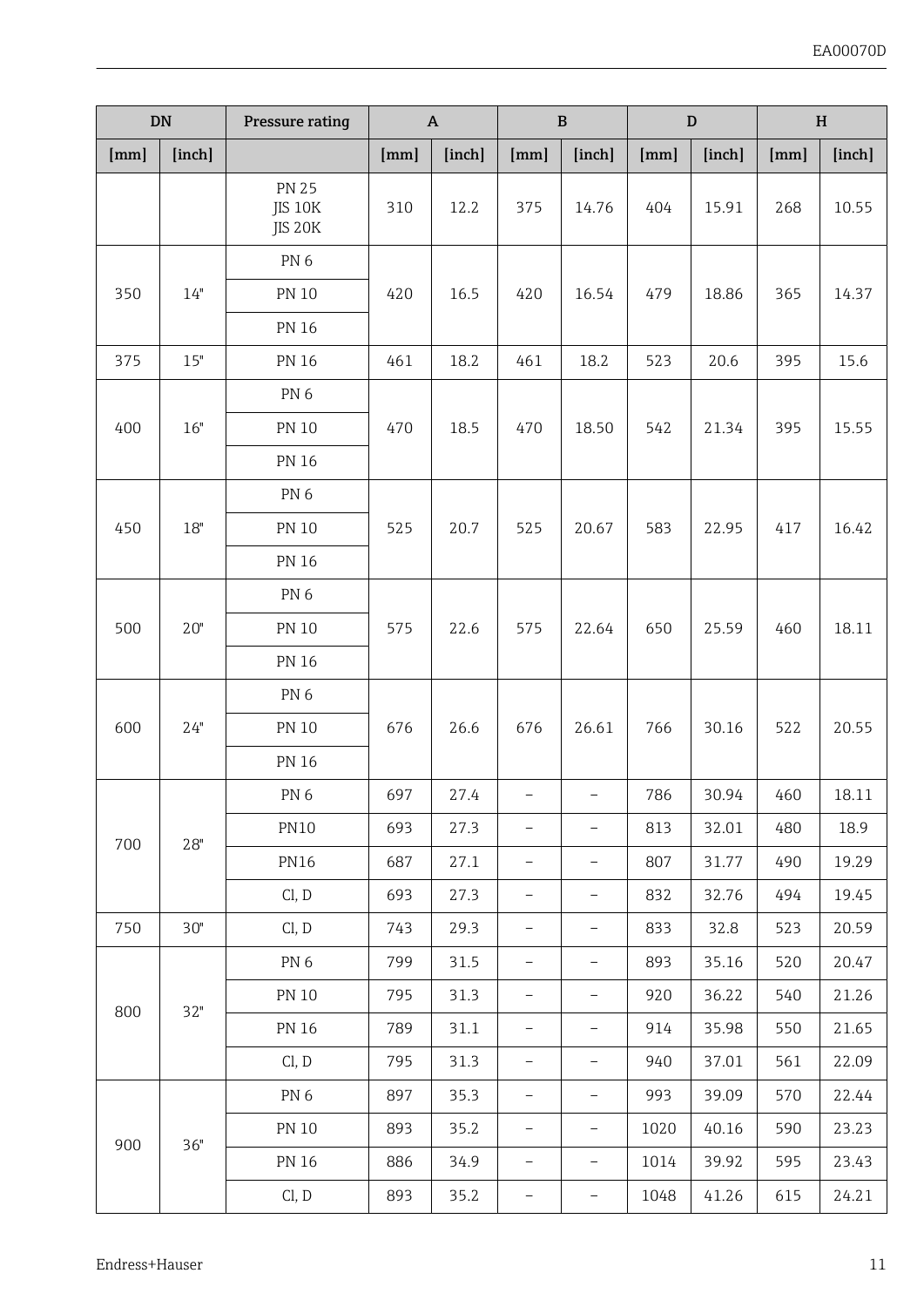| DN | | Pressure rating | A | | B | | D | | H | |
|---|---|---|---|---|---|---|---|---|---|---|
| [mm] | [inch] | | [mm] | [inch] | [mm] | [inch] | [mm] | [inch] | [mm] | [inch] |
| | | PN 25<br>JIS 10K<br>JIS 20K | 310 | 12.2 | 375 | 14.76 | 404 | 15.91 | 268 | 10.55 |
| 350 | 14" | PN 6 | 420 | 16.5 | 420 | 16.54 | 479 | 18.86 | 365 | 14.37 |
| | | PN 10 | | | | | | | | |
| | | PN 16 | | | | | | | | |
| 375 | 15" | PN 16 | 461 | 18.2 | 461 | 18.2 | 523 | 20.6 | 395 | 15.6 |
| 400 | 16" | PN 6 | 470 | 18.5 | 470 | 18.50 | 542 | 21.34 | 395 | 15.55 |
| | | PN 10 | | | | | | | | |
| | | PN 16 | | | | | | | | |
| 450 | 18" | PN 6 | 525 | 20.7 | 525 | 20.67 | 583 | 22.95 | 417 | 16.42 |
| | | PN 10 | | | | | | | | |
| | | PN 16 | | | | | | | | |
| 500 | 20" | PN 6 | 575 | 22.6 | 575 | 22.64 | 650 | 25.59 | 460 | 18.11 |
| | | PN 10 | | | | | | | | |
| | | PN 16 | | | | | | | | |
| 600 | 24" | PN 6 | 676 | 26.6 | 676 | 26.61 | 766 | 30.16 | 522 | 20.55 |
| | | PN 10 | | | | | | | | |
| | | PN 16 | | | | | | | | |
| 700 | 28" | PN 6 | 697 | 27.4 | – | – | 786 | 30.94 | 460 | 18.11 |
| | | PN10 | 693 | 27.3 | – | – | 813 | 32.01 | 480 | 18.9 |
| | | PN16 | 687 | 27.1 | – | – | 807 | 31.77 | 490 | 19.29 |
| | | Cl, D | 693 | 27.3 | – | – | 832 | 32.76 | 494 | 19.45 |
| 750 | 30" | Cl, D | 743 | 29.3 | – | – | 833 | 32.8 | 523 | 20.59 |
| 800 | 32" | PN 6 | 799 | 31.5 | – | – | 893 | 35.16 | 520 | 20.47 |
| | | PN 10 | 795 | 31.3 | – | – | 920 | 36.22 | 540 | 21.26 |
| | | PN 16 | 789 | 31.1 | – | – | 914 | 35.98 | 550 | 21.65 |
| | | Cl, D | 795 | 31.3 | – | – | 940 | 37.01 | 561 | 22.09 |
| 900 | 36" | PN 6 | 897 | 35.3 | – | – | 993 | 39.09 | 570 | 22.44 |
| | | PN 10 | 893 | 35.2 | – | – | 1020 | 40.16 | 590 | 23.23 |
| | | PN 16 | 886 | 34.9 | – | – | 1014 | 39.92 | 595 | 23.43 |
| | | Cl, D | 893 | 35.2 | – | – | 1048 | 41.26 | 615 | 24.21 |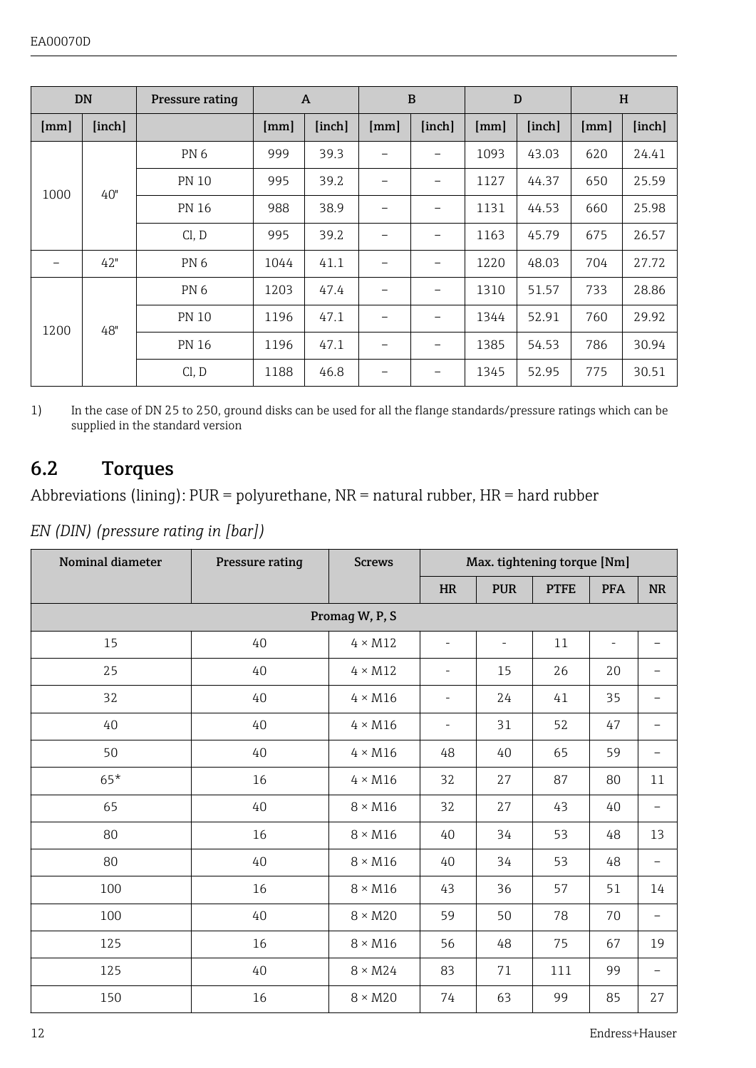| DN | | Pressure rating | A | | B | | D | | H | |
|---|---|---|---|---|---|---|---|---|---|---|
| [mm] | [inch] | | [mm] | [inch] | [mm] | [inch] | [mm] | [inch] | [mm] | [inch] |
| 1000 | 40" | PN 6 | 999 | 39.3 | – | – | 1093 | 43.03 | 620 | 24.41 |
| | | PN 10 | 995 | 39.2 | – | – | 1127 | 44.37 | 650 | 25.59 |
| | | PN 16 | 988 | 38.9 | – | – | 1131 | 44.53 | 660 | 25.98 |
| | | Cl, D | 995 | 39.2 | – | – | 1163 | 45.79 | 675 | 26.57 |
| – | 42" | PN 6 | 1044 | 41.1 | – | – | 1220 | 48.03 | 704 | 27.72 |
| 1200 | 48" | PN 6 | 1203 | 47.4 | – | – | 1310 | 51.57 | 733 | 28.86 |
| | | PN 10 | 1196 | 47.1 | – | – | 1344 | 52.91 | 760 | 29.92 |
| | | PN 16 | 1196 | 47.1 | – | – | 1385 | 54.53 | 786 | 30.94 |
| | | Cl, D | 1188 | 46.8 | – | – | 1345 | 52.95 | 775 | 30.51 |

1) In the case of DN 25 to 250, ground disks can be used for all the flange standards/pressure ratings which can be supplied in the standard version

## 6.2 Torques

Abbreviations (lining): PUR = polyurethane, NR = natural rubber, HR = hard rubber

*EN (DIN) (pressure rating in [bar])*

| Nominal diameter | Pressure rating | Screws | Max. tightening torque [Nm] | | | | |
|---|---|---|---|---|---|---|---|
| | | | HR | PUR | PTFE | PFA | NR |
| **Promag W, P, S** | | | | | | | |
| 15 | 40 | 4 × M12 | - | - | 11 | - | – |
| 25 | 40 | 4 × M12 | - | 15 | 26 | 20 | – |
| 32 | 40 | 4 × M16 | - | 24 | 41 | 35 | – |
| 40 | 40 | 4 × M16 | - | 31 | 52 | 47 | – |
| 50 | 40 | 4 × M16 | 48 | 40 | 65 | 59 | – |
| 65* | 16 | 4 × M16 | 32 | 27 | 87 | 80 | 11 |
| 65 | 40 | 8 × M16 | 32 | 27 | 43 | 40 | – |
| 80 | 16 | 8 × M16 | 40 | 34 | 53 | 48 | 13 |
| 80 | 40 | 8 × M16 | 40 | 34 | 53 | 48 | – |
| 100 | 16 | 8 × M16 | 43 | 36 | 57 | 51 | 14 |
| 100 | 40 | 8 × M20 | 59 | 50 | 78 | 70 | – |
| 125 | 16 | 8 × M16 | 56 | 48 | 75 | 67 | 19 |
| 125 | 40 | 8 × M24 | 83 | 71 | 111 | 99 | – |
| 150 | 16 | 8 × M20 | 74 | 63 | 99 | 85 | 27 |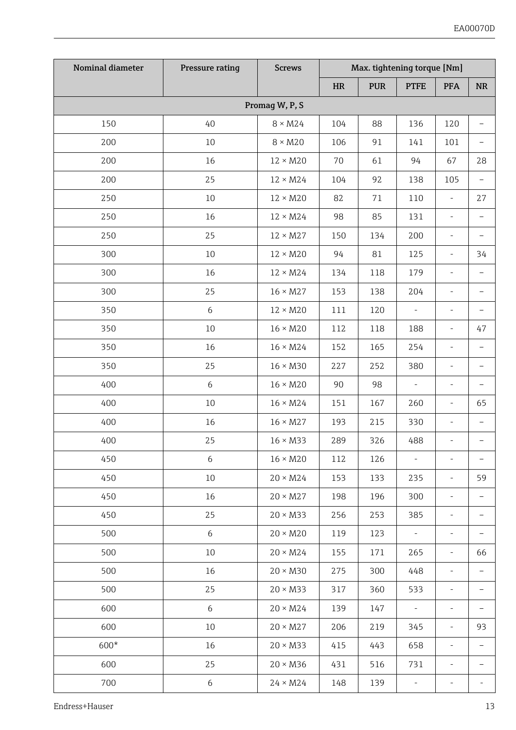| Nominal diameter | Pressure rating | Screws | Max. tightening torque [Nm] | | | | |
|---|---|---|---|---|---|---|---|
| | | | HR | PUR | PTFE | PFA | NR |
| Promag W, P, S | | | | | | | |
| 150 | 40 | 8 × M24 | 104 | 88 | 136 | 120 | – |
| 200 | 10 | 8 × M20 | 106 | 91 | 141 | 101 | – |
| 200 | 16 | 12 × M20 | 70 | 61 | 94 | 67 | 28 |
| 200 | 25 | 12 × M24 | 104 | 92 | 138 | 105 | – |
| 250 | 10 | 12 × M20 | 82 | 71 | 110 | - | 27 |
| 250 | 16 | 12 × M24 | 98 | 85 | 131 | - | – |
| 250 | 25 | 12 × M27 | 150 | 134 | 200 | - | – |
| 300 | 10 | 12 × M20 | 94 | 81 | 125 | - | 34 |
| 300 | 16 | 12 × M24 | 134 | 118 | 179 | - | – |
| 300 | 25 | 16 × M27 | 153 | 138 | 204 | - | – |
| 350 | 6 | 12 × M20 | 111 | 120 | - | - | – |
| 350 | 10 | 16 × M20 | 112 | 118 | 188 | - | 47 |
| 350 | 16 | 16 × M24 | 152 | 165 | 254 | - | – |
| 350 | 25 | 16 × M30 | 227 | 252 | 380 | - | – |
| 400 | 6 | 16 × M20 | 90 | 98 | - | - | – |
| 400 | 10 | 16 × M24 | 151 | 167 | 260 | - | 65 |
| 400 | 16 | 16 × M27 | 193 | 215 | 330 | - | – |
| 400 | 25 | 16 × M33 | 289 | 326 | 488 | - | – |
| 450 | 6 | 16 × M20 | 112 | 126 | - | - | – |
| 450 | 10 | 20 × M24 | 153 | 133 | 235 | - | 59 |
| 450 | 16 | 20 × M27 | 198 | 196 | 300 | - | – |
| 450 | 25 | 20 × M33 | 256 | 253 | 385 | - | – |
| 500 | 6 | 20 × M20 | 119 | 123 | - | - | – |
| 500 | 10 | 20 × M24 | 155 | 171 | 265 | - | 66 |
| 500 | 16 | 20 × M30 | 275 | 300 | 448 | - | – |
| 500 | 25 | 20 × M33 | 317 | 360 | 533 | - | – |
| 600 | 6 | 20 × M24 | 139 | 147 | - | - | – |
| 600 | 10 | 20 × M27 | 206 | 219 | 345 | - | 93 |
| 600* | 16 | 20 × M33 | 415 | 443 | 658 | - | – |
| 600 | 25 | 20 × M36 | 431 | 516 | 731 | - | – |
| 700 | 6 | 24 × M24 | 148 | 139 | - | - | - |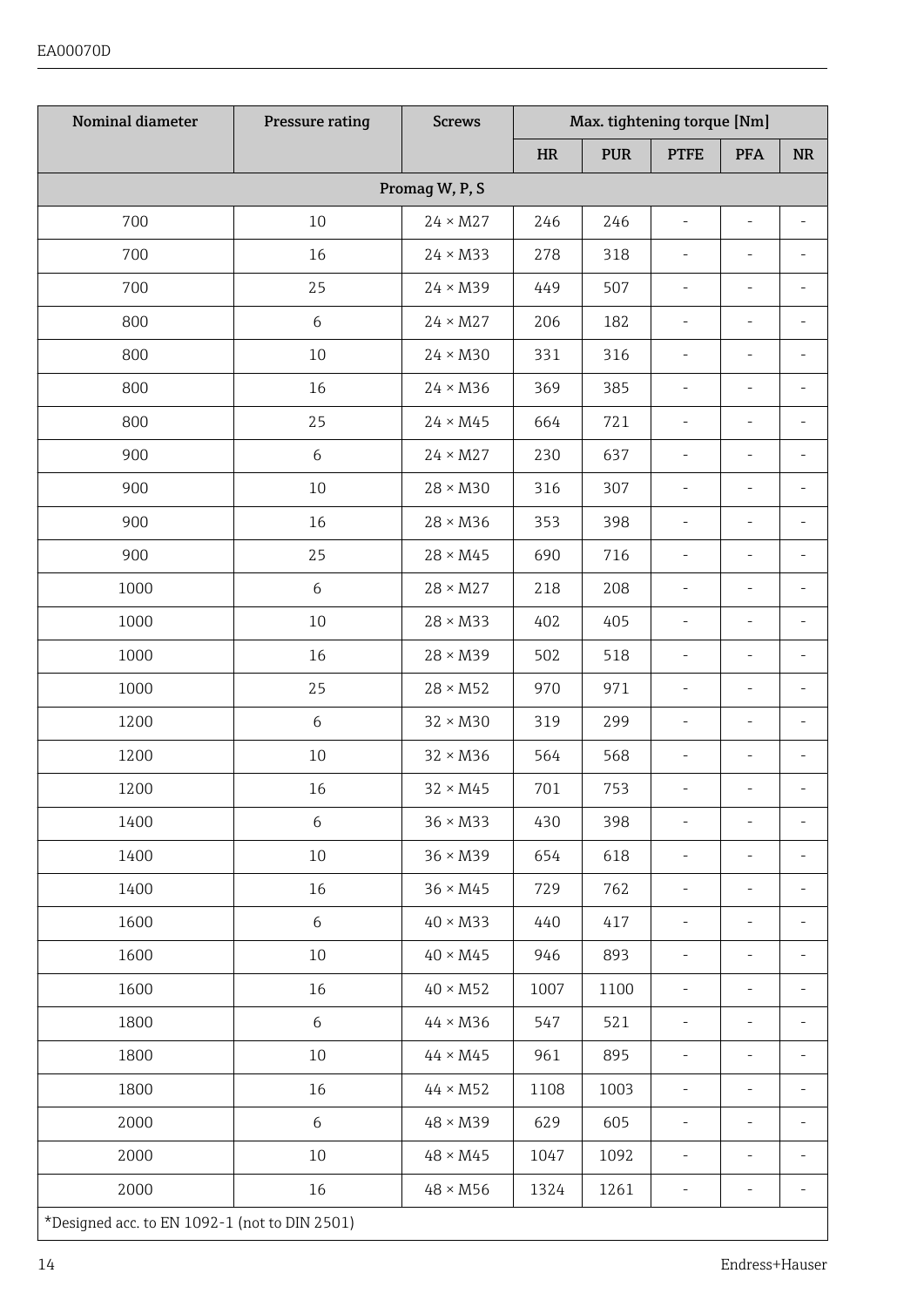| Nominal diameter | Pressure rating | Screws | Max. tightening torque [Nm] | | | | |
|---|---|---|---|---|---|---|---|
| | | | HR | PUR | PTFE | PFA | NR |
| **Promag W, P, S** | | | | | | | |
| 700 | 10 | 24 × M27 | 246 | 246 | - | - | - |
| 700 | 16 | 24 × M33 | 278 | 318 | - | - | - |
| 700 | 25 | 24 × M39 | 449 | 507 | - | - | - |
| 800 | 6 | 24 × M27 | 206 | 182 | - | - | - |
| 800 | 10 | 24 × M30 | 331 | 316 | - | - | - |
| 800 | 16 | 24 × M36 | 369 | 385 | - | - | - |
| 800 | 25 | 24 × M45 | 664 | 721 | - | - | - |
| 900 | 6 | 24 × M27 | 230 | 637 | - | - | - |
| 900 | 10 | 28 × M30 | 316 | 307 | - | - | - |
| 900 | 16 | 28 × M36 | 353 | 398 | - | - | - |
| 900 | 25 | 28 × M45 | 690 | 716 | - | - | - |
| 1000 | 6 | 28 × M27 | 218 | 208 | - | - | - |
| 1000 | 10 | 28 × M33 | 402 | 405 | - | - | - |
| 1000 | 16 | 28 × M39 | 502 | 518 | - | - | - |
| 1000 | 25 | 28 × M52 | 970 | 971 | - | - | - |
| 1200 | 6 | 32 × M30 | 319 | 299 | - | - | - |
| 1200 | 10 | 32 × M36 | 564 | 568 | - | - | - |
| 1200 | 16 | 32 × M45 | 701 | 753 | - | - | - |
| 1400 | 6 | 36 × M33 | 430 | 398 | - | - | - |
| 1400 | 10 | 36 × M39 | 654 | 618 | - | - | - |
| 1400 | 16 | 36 × M45 | 729 | 762 | - | - | - |
| 1600 | 6 | 40 × M33 | 440 | 417 | - | - | - |
| 1600 | 10 | 40 × M45 | 946 | 893 | - | - | - |
| 1600 | 16 | 40 × M52 | 1007 | 1100 | - | - | - |
| 1800 | 6 | 44 × M36 | 547 | 521 | - | - | - |
| 1800 | 10 | 44 × M45 | 961 | 895 | - | - | - |
| 1800 | 16 | 44 × M52 | 1108 | 1003 | - | - | - |
| 2000 | 6 | 48 × M39 | 629 | 605 | - | - | - |
| 2000 | 10 | 48 × M45 | 1047 | 1092 | - | - | - |
| 2000 | 16 | 48 × M56 | 1324 | 1261 | - | - | - |

*Designed acc. to EN 1092-1 (not to DIN 2501)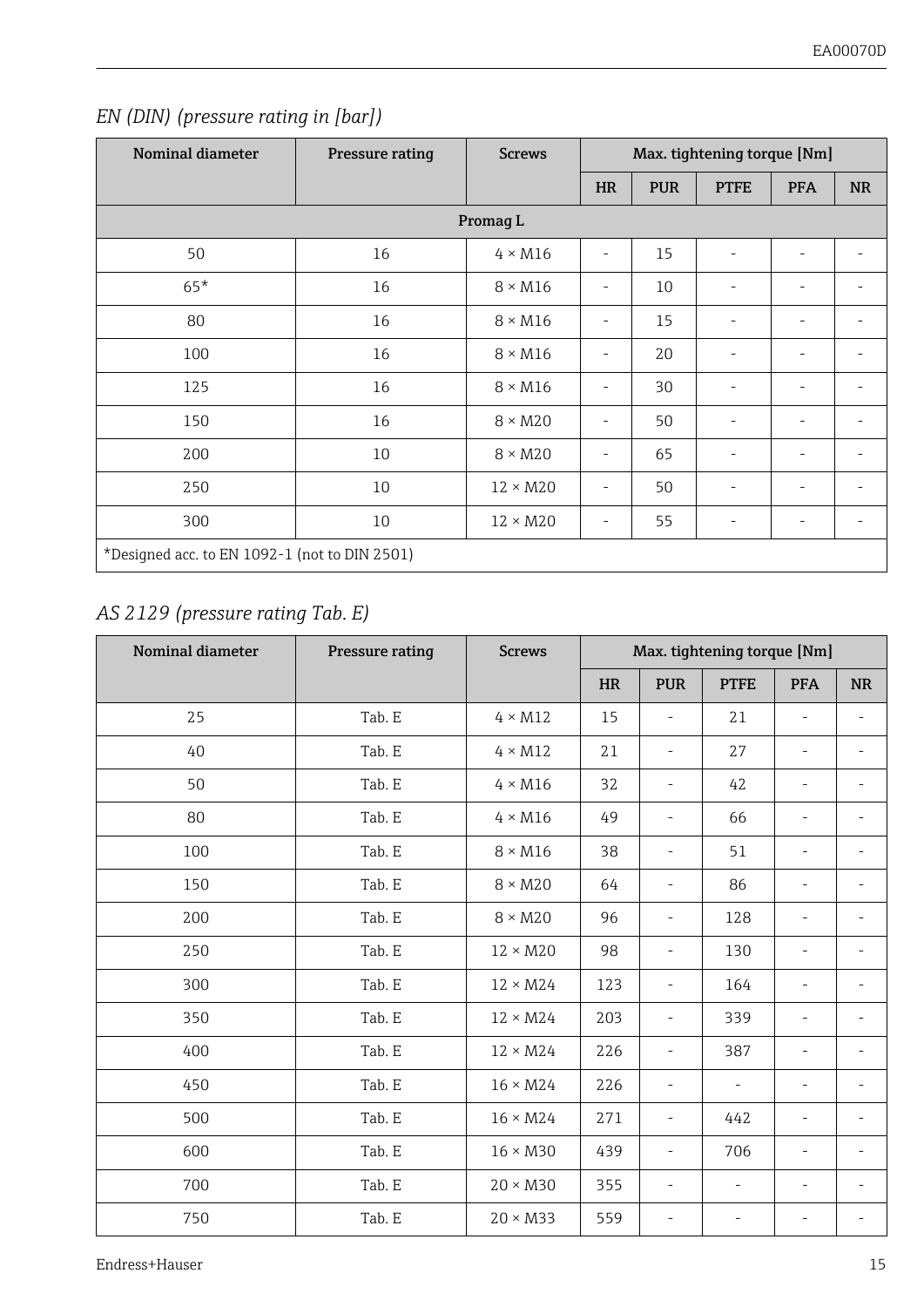*EN (DIN) (pressure rating in [bar])*

| Nominal diameter | Pressure rating | Screws | Max. tightening torque [Nm] | | | | |
|---|---|---|---|---|---|---|---|
| | | | HR | PUR | PTFE | PFA | NR |
| **Promag L** | | | | | | | |
| 50 | 16 | 4 × M16 | - | 15 | - | - | - |
| 65* | 16 | 8 × M16 | - | 10 | - | - | - |
| 80 | 16 | 8 × M16 | - | 15 | - | - | - |
| 100 | 16 | 8 × M16 | - | 20 | - | - | - |
| 125 | 16 | 8 × M16 | - | 30 | - | - | - |
| 150 | 16 | 8 × M20 | - | 50 | - | - | - |
| 200 | 10 | 8 × M20 | - | 65 | - | - | - |
| 250 | 10 | 12 × M20 | - | 50 | - | - | - |
| 300 | 10 | 12 × M20 | - | 55 | - | - | - |
| *Designed acc. to EN 1092-1 (not to DIN 2501) | | | | | | | |

*AS 2129 (pressure rating Tab. E)*

| Nominal diameter | Pressure rating | Screws | Max. tightening torque [Nm] | | | | |
|---|---|---|---|---|---|---|---|
| | | | HR | PUR | PTFE | PFA | NR |
| 25 | Tab. E | 4 × M12 | 15 | - | 21 | - | - |
| 40 | Tab. E | 4 × M12 | 21 | - | 27 | - | - |
| 50 | Tab. E | 4 × M16 | 32 | - | 42 | - | - |
| 80 | Tab. E | 4 × M16 | 49 | - | 66 | - | - |
| 100 | Tab. E | 8 × M16 | 38 | - | 51 | - | - |
| 150 | Tab. E | 8 × M20 | 64 | - | 86 | - | - |
| 200 | Tab. E | 8 × M20 | 96 | - | 128 | - | - |
| 250 | Tab. E | 12 × M20 | 98 | - | 130 | - | - |
| 300 | Tab. E | 12 × M24 | 123 | - | 164 | - | - |
| 350 | Tab. E | 12 × M24 | 203 | - | 339 | - | - |
| 400 | Tab. E | 12 × M24 | 226 | - | 387 | - | - |
| 450 | Tab. E | 16 × M24 | 226 | - | - | - | - |
| 500 | Tab. E | 16 × M24 | 271 | - | 442 | - | - |
| 600 | Tab. E | 16 × M30 | 439 | - | 706 | - | - |
| 700 | Tab. E | 20 × M30 | 355 | - | - | - | - |
| 750 | Tab. E | 20 × M33 | 559 | - | - | - | - |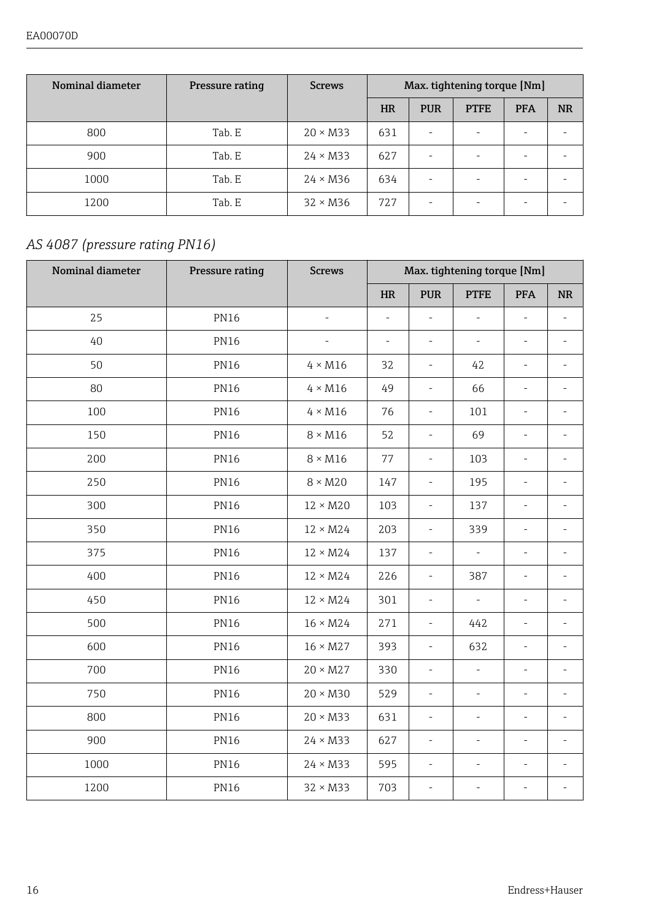| Nominal diameter | Pressure rating | Screws | Max. tightening torque [Nm] | | | | |
|---|---|---|---|---|---|---|---|
| | | | HR | PUR | PTFE | PFA | NR |
| 800 | Tab. E | 20 × M33 | 631 | - | - | - | - |
| 900 | Tab. E | 24 × M33 | 627 | - | - | - | - |
| 1000 | Tab. E | 24 × M36 | 634 | - | - | - | - |
| 1200 | Tab. E | 32 × M36 | 727 | - | - | - | - |

*AS 4087 (pressure rating PN16)*

| Nominal diameter | Pressure rating | Screws | Max. tightening torque [Nm] | | | | |
|---|---|---|---|---|---|---|---|
| | | | HR | PUR | PTFE | PFA | NR |
| 25 | PN16 | - | - | - | - | - | - |
| 40 | PN16 | - | - | - | - | - | - |
| 50 | PN16 | 4 × M16 | 32 | - | 42 | - | - |
| 80 | PN16 | 4 × M16 | 49 | - | 66 | - | - |
| 100 | PN16 | 4 × M16 | 76 | - | 101 | - | - |
| 150 | PN16 | 8 × M16 | 52 | - | 69 | - | - |
| 200 | PN16 | 8 × M16 | 77 | - | 103 | - | - |
| 250 | PN16 | 8 × M20 | 147 | - | 195 | - | - |
| 300 | PN16 | 12 × M20 | 103 | - | 137 | - | - |
| 350 | PN16 | 12 × M24 | 203 | - | 339 | - | - |
| 375 | PN16 | 12 × M24 | 137 | - | - | - | - |
| 400 | PN16 | 12 × M24 | 226 | - | 387 | - | - |
| 450 | PN16 | 12 × M24 | 301 | - | - | - | - |
| 500 | PN16 | 16 × M24 | 271 | - | 442 | - | - |
| 600 | PN16 | 16 × M27 | 393 | - | 632 | - | - |
| 700 | PN16 | 20 × M27 | 330 | - | - | - | - |
| 750 | PN16 | 20 × M30 | 529 | - | - | - | - |
| 800 | PN16 | 20 × M33 | 631 | - | - | - | - |
| 900 | PN16 | 24 × M33 | 627 | - | - | - | - |
| 1000 | PN16 | 24 × M33 | 595 | - | - | - | - |
| 1200 | PN16 | 32 × M33 | 703 | - | - | - | - |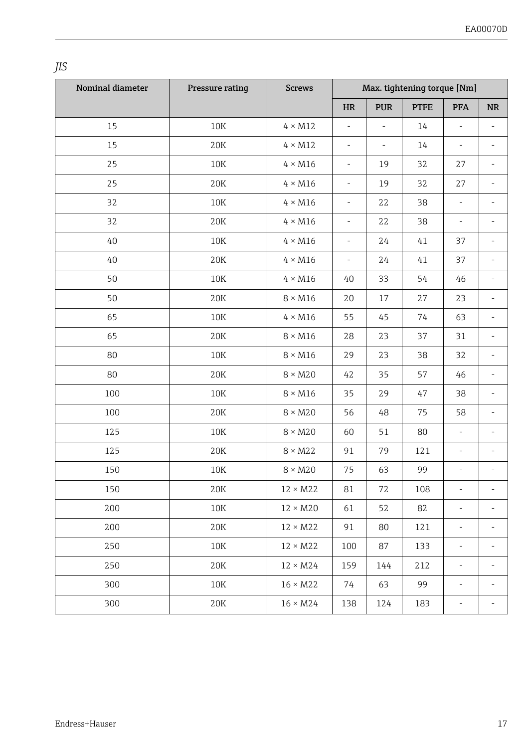*JIS*

| Nominal diameter | Pressure rating | Screws | Max. tightening torque [Nm] | | | | |
|---|---|---|---|---|---|---|---|
| | | | HR | PUR | PTFE | PFA | NR |
| 15 | 10K | 4 × M12 | - | - | 14 | - | - |
| 15 | 20K | 4 × M12 | - | - | 14 | - | - |
| 25 | 10K | 4 × M16 | - | 19 | 32 | 27 | - |
| 25 | 20K | 4 × M16 | - | 19 | 32 | 27 | - |
| 32 | 10K | 4 × M16 | - | 22 | 38 | - | - |
| 32 | 20K | 4 × M16 | - | 22 | 38 | - | - |
| 40 | 10K | 4 × M16 | - | 24 | 41 | 37 | - |
| 40 | 20K | 4 × M16 | - | 24 | 41 | 37 | - |
| 50 | 10K | 4 × M16 | 40 | 33 | 54 | 46 | - |
| 50 | 20K | 8 × M16 | 20 | 17 | 27 | 23 | - |
| 65 | 10K | 4 × M16 | 55 | 45 | 74 | 63 | - |
| 65 | 20K | 8 × M16 | 28 | 23 | 37 | 31 | - |
| 80 | 10K | 8 × M16 | 29 | 23 | 38 | 32 | - |
| 80 | 20K | 8 × M20 | 42 | 35 | 57 | 46 | - |
| 100 | 10K | 8 × M16 | 35 | 29 | 47 | 38 | - |
| 100 | 20K | 8 × M20 | 56 | 48 | 75 | 58 | - |
| 125 | 10K | 8 × M20 | 60 | 51 | 80 | - | - |
| 125 | 20K | 8 × M22 | 91 | 79 | 121 | - | - |
| 150 | 10K | 8 × M20 | 75 | 63 | 99 | - | - |
| 150 | 20K | 12 × M22 | 81 | 72 | 108 | - | - |
| 200 | 10K | 12 × M20 | 61 | 52 | 82 | - | - |
| 200 | 20K | 12 × M22 | 91 | 80 | 121 | - | - |
| 250 | 10K | 12 × M22 | 100 | 87 | 133 | - | - |
| 250 | 20K | 12 × M24 | 159 | 144 | 212 | - | - |
| 300 | 10K | 16 × M22 | 74 | 63 | 99 | - | - |
| 300 | 20K | 16 × M24 | 138 | 124 | 183 | - | - |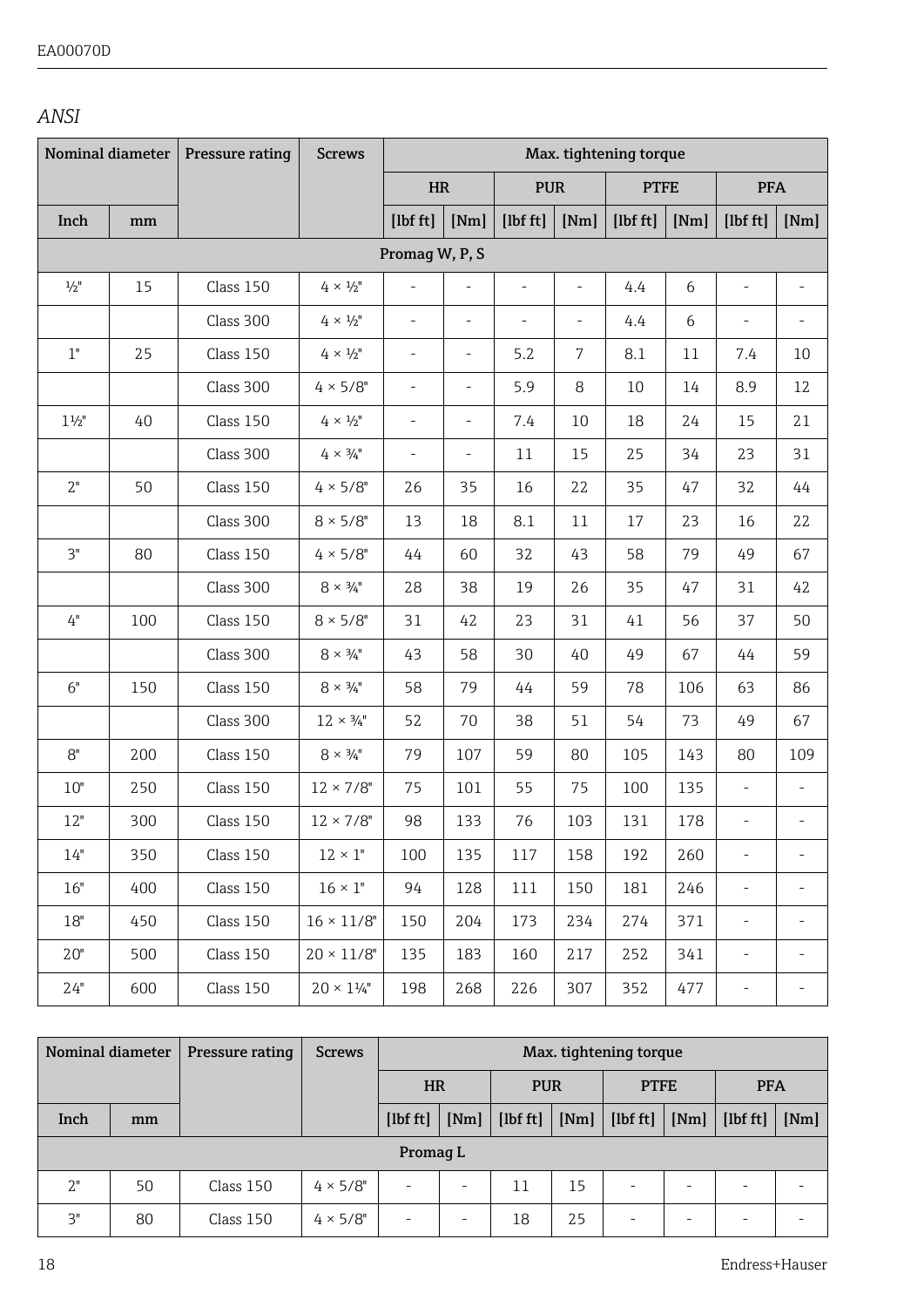*ANSI*

| Nominal diameter | | Pressure rating | Screws | Max. tightening torque | | | | | | | |
|---|---|---|---|---|---|---|---|---|---|---|---|
| | | | | HR | | PUR | | PTFE | | PFA | |
| Inch | mm | | | [lbf ft] | [Nm] | [lbf ft] | [Nm] | [lbf ft] | [Nm] | [lbf ft] | [Nm] |
| Promag W, P, S | | | | | | | | | | | |
| ½" | 15 | Class 150 | 4 × ½" | - | - | - | - | 4.4 | 6 | - | - |
| | | Class 300 | 4 × ½" | - | - | - | - | 4.4 | 6 | - | - |
| 1" | 25 | Class 150 | 4 × ½" | - | - | 5.2 | 7 | 8.1 | 11 | 7.4 | 10 |
| | | Class 300 | 4 × 5/8" | - | - | 5.9 | 8 | 10 | 14 | 8.9 | 12 |
| 1½" | 40 | Class 150 | 4 × ½" | - | - | 7.4 | 10 | 18 | 24 | 15 | 21 |
| | | Class 300 | 4 × ¾" | - | - | 11 | 15 | 25 | 34 | 23 | 31 |
| 2" | 50 | Class 150 | 4 × 5/8" | 26 | 35 | 16 | 22 | 35 | 47 | 32 | 44 |
| | | Class 300 | 8 × 5/8" | 13 | 18 | 8.1 | 11 | 17 | 23 | 16 | 22 |
| 3" | 80 | Class 150 | 4 × 5/8" | 44 | 60 | 32 | 43 | 58 | 79 | 49 | 67 |
| | | Class 300 | 8 × ¾" | 28 | 38 | 19 | 26 | 35 | 47 | 31 | 42 |
| 4" | 100 | Class 150 | 8 × 5/8" | 31 | 42 | 23 | 31 | 41 | 56 | 37 | 50 |
| | | Class 300 | 8 × ¾" | 43 | 58 | 30 | 40 | 49 | 67 | 44 | 59 |
| 6" | 150 | Class 150 | 8 × ¾" | 58 | 79 | 44 | 59 | 78 | 106 | 63 | 86 |
| | | Class 300 | 12 × ¾" | 52 | 70 | 38 | 51 | 54 | 73 | 49 | 67 |
| 8" | 200 | Class 150 | 8 × ¾" | 79 | 107 | 59 | 80 | 105 | 143 | 80 | 109 |
| 10" | 250 | Class 150 | 12 × 7/8" | 75 | 101 | 55 | 75 | 100 | 135 | - | - |
| 12" | 300 | Class 150 | 12 × 7/8" | 98 | 133 | 76 | 103 | 131 | 178 | - | - |
| 14" | 350 | Class 150 | 12 × 1" | 100 | 135 | 117 | 158 | 192 | 260 | - | - |
| 16" | 400 | Class 150 | 16 × 1" | 94 | 128 | 111 | 150 | 181 | 246 | - | - |
| 18" | 450 | Class 150 | 16 × 11/8" | 150 | 204 | 173 | 234 | 274 | 371 | - | - |
| 20" | 500 | Class 150 | 20 × 11/8" | 135 | 183 | 160 | 217 | 252 | 341 | - | - |
| 24" | 600 | Class 150 | 20 × 1¼" | 198 | 268 | 226 | 307 | 352 | 477 | - | - |

| Nominal diameter | | Pressure rating | Screws | Max. tightening torque | | | | | | | |
|---|---|---|---|---|---|---|---|---|---|---|---|
| | | | | HR | | PUR | | PTFE | | PFA | |
| Inch | mm | | | [lbf ft] | [Nm] | [lbf ft] | [Nm] | [lbf ft] | [Nm] | [lbf ft] | [Nm] |
| Promag L | | | | | | | | | | | |
| 2" | 50 | Class 150 | 4 × 5/8" | - | - | 11 | 15 | - | - | - | - |
| 3" | 80 | Class 150 | 4 × 5/8" | - | - | 18 | 25 | - | - | - | - |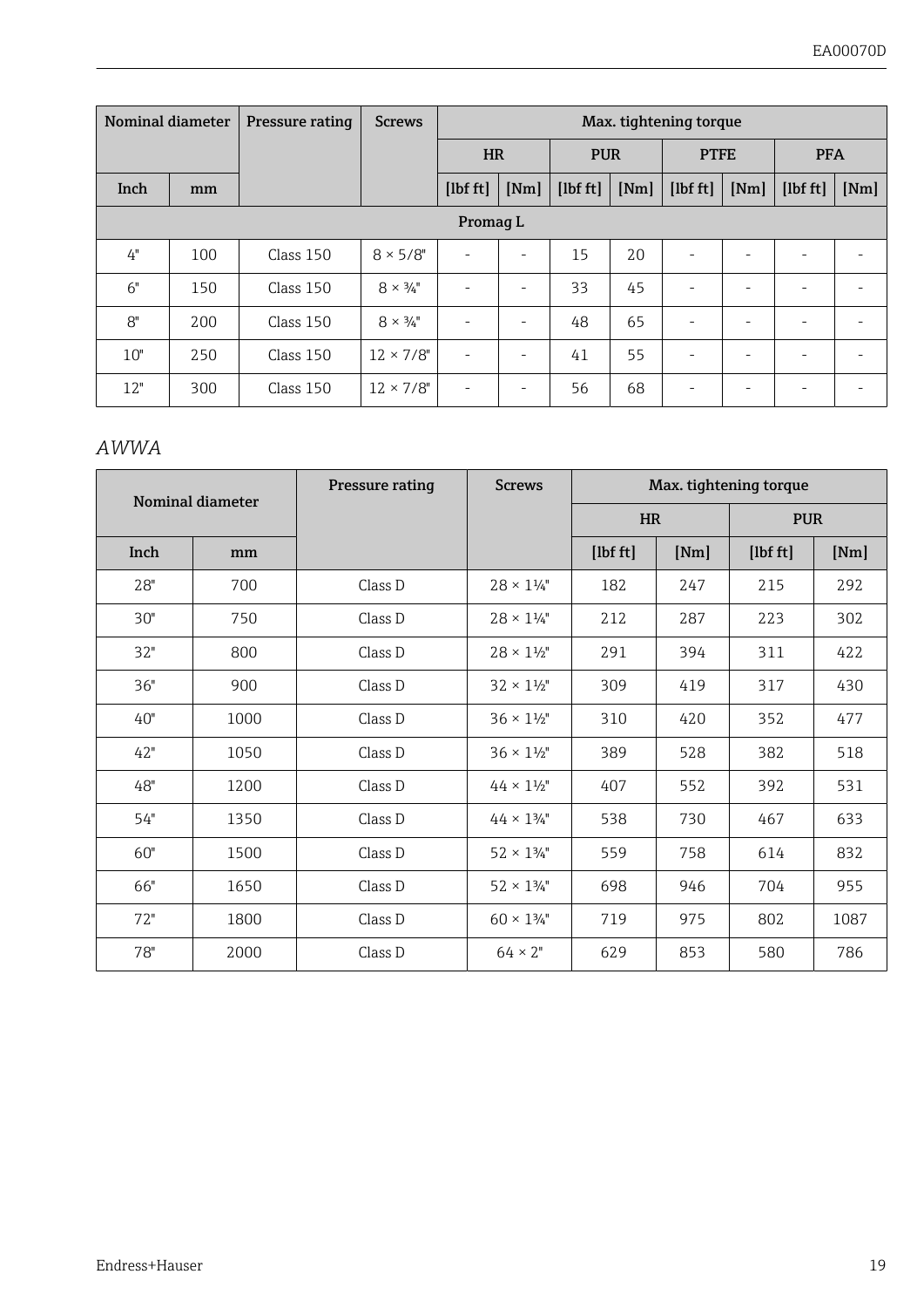| Nominal diameter | | Pressure rating | Screws | Max. tightening torque | | | | | | | |
|---|---|---|---|---|---|---|---|---|---|---|---|
| | | | | HR | | PUR | | PTFE | | PFA | |
| Inch | mm | | | [lbf ft] | [Nm] | [lbf ft] | [Nm] | [lbf ft] | [Nm] | [lbf ft] | [Nm] |
| Promag L | | | | | | | | | | | |
| 4" | 100 | Class 150 | 8 × 5/8" | - | - | 15 | 20 | - | - | - | - |
| 6" | 150 | Class 150 | 8 × ¾" | - | - | 33 | 45 | - | - | - | - |
| 8" | 200 | Class 150 | 8 × ¾" | - | - | 48 | 65 | - | - | - | - |
| 10" | 250 | Class 150 | 12 × 7/8" | - | - | 41 | 55 | - | - | - | - |
| 12" | 300 | Class 150 | 12 × 7/8" | - | - | 56 | 68 | - | - | - | - |

*AWWA*

| Nominal diameter | | Pressure rating | Screws | Max. tightening torque | | | |
|---|---|---|---|---|---|---|---|
| | | | | HR | | PUR | |
| Inch | mm | | | [lbf ft] | [Nm] | [lbf ft] | [Nm] |
| 28" | 700 | Class D | 28 × 1¼" | 182 | 247 | 215 | 292 |
| 30" | 750 | Class D | 28 × 1¼" | 212 | 287 | 223 | 302 |
| 32" | 800 | Class D | 28 × 1½" | 291 | 394 | 311 | 422 |
| 36" | 900 | Class D | 32 × 1½" | 309 | 419 | 317 | 430 |
| 40" | 1000 | Class D | 36 × 1½" | 310 | 420 | 352 | 477 |
| 42" | 1050 | Class D | 36 × 1½" | 389 | 528 | 382 | 518 |
| 48" | 1200 | Class D | 44 × 1½" | 407 | 552 | 392 | 531 |
| 54" | 1350 | Class D | 44 × 1¾" | 538 | 730 | 467 | 633 |
| 60" | 1500 | Class D | 52 × 1¾" | 559 | 758 | 614 | 832 |
| 66" | 1650 | Class D | 52 × 1¾" | 698 | 946 | 704 | 955 |
| 72" | 1800 | Class D | 60 × 1¾" | 719 | 975 | 802 | 1087 |
| 78" | 2000 | Class D | 64 × 2" | 629 | 853 | 580 | 786 |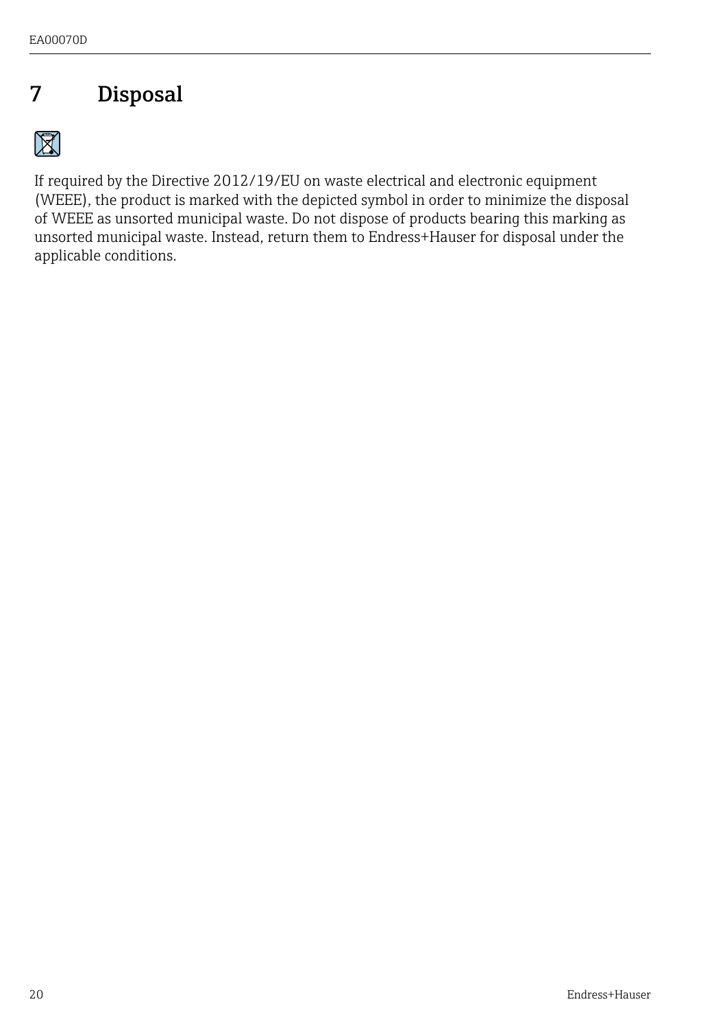# 7 Disposal

If required by the Directive 2012/19/EU on waste electrical and electronic equipment (WEEE), the product is marked with the depicted symbol in order to minimize the disposal of WEEE as unsorted municipal waste. Do not dispose of products bearing this marking as unsorted municipal waste. Instead, return them to Endress+Hauser for disposal under the applicable conditions.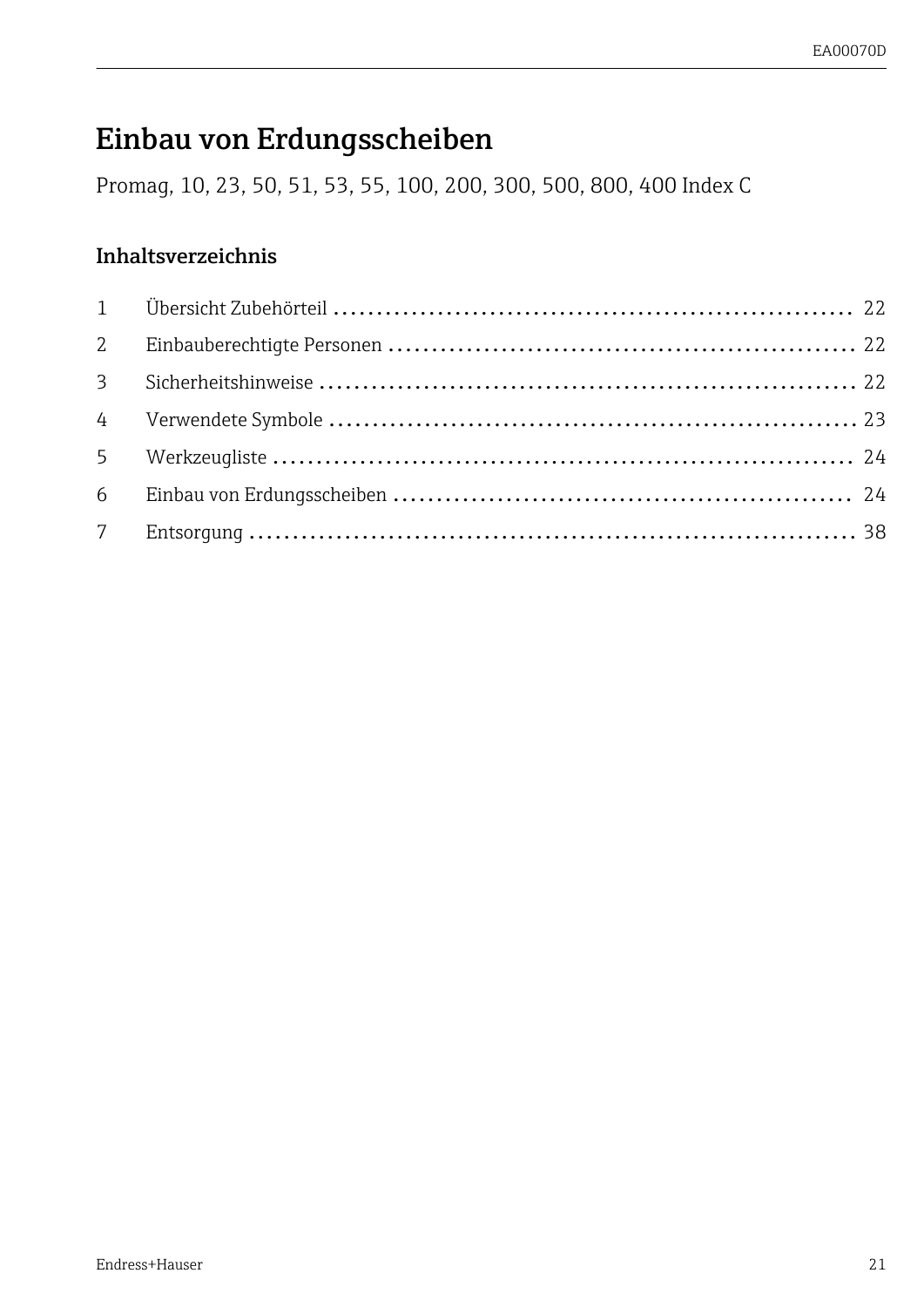# Einbau von Erdungsscheiben

Promag, 10, 23, 50, 51, 53, 55, 100, 200, 300, 500, 800, 400 Index C

## Inhaltsverzeichnis

| | | |
|---|---|---|
| 1 | Übersicht Zubehörteil | 22 |
| 2 | Einbauberechtigte Personen | 22 |
| 3 | Sicherheitshinweise | 22 |
| 4 | Verwendete Symbole | 23 |
| 5 | Werkzeugliste | 24 |
| 6 | Einbau von Erdungsscheiben | 24 |
| 7 | Entsorgung | 38 |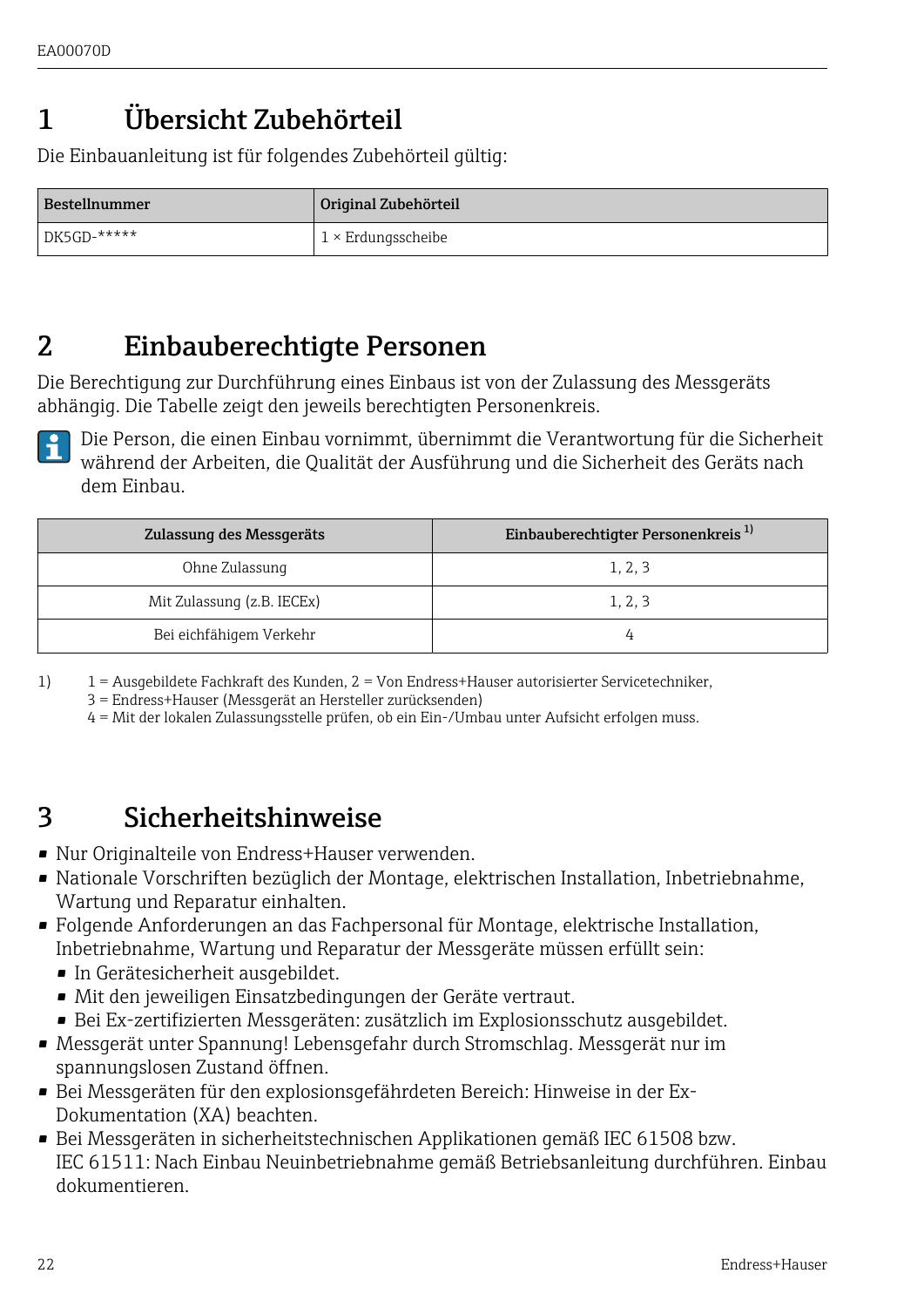# 1 Übersicht Zubehörteil

Die Einbauanleitung ist für folgendes Zubehörteil gültig:

| Bestellnummer | Original Zubehörteil |
|---|---|
| DK5GD-***** | 1 × Erdungsscheibe |

# 2 Einbauberechtigte Personen

Die Berechtigung zur Durchführung eines Einbaus ist von der Zulassung des Messgeräts abhängig. Die Tabelle zeigt den jeweils berechtigten Personenkreis.

Die Person, die einen Einbau vornimmt, übernimmt die Verantwortung für die Sicherheit während der Arbeiten, die Qualität der Ausführung und die Sicherheit des Geräts nach dem Einbau.

| Zulassung des Messgeräts | Einbauberechtigter Personenkreis [1] |
|---|---|
| Ohne Zulassung | 1, 2, 3 |
| Mit Zulassung (z.B. IECEx) | 1, 2, 3 |
| Bei eichfähigem Verkehr | 4 |

1) 1 = Ausgebildete Fachkraft des Kunden, 2 = Von Endress+Hauser autorisierter Servicetechniker, 3 = Endress+Hauser (Messgerät an Hersteller zurücksenden) 4 = Mit der lokalen Zulassungsstelle prüfen, ob ein Ein-/Umbau unter Aufsicht erfolgen muss.

# 3 Sicherheitshinweise

- Nur Originalteile von Endress+Hauser verwenden.
- Nationale Vorschriften bezüglich der Montage, elektrischen Installation, Inbetriebnahme, Wartung und Reparatur einhalten.
- Folgende Anforderungen an das Fachpersonal für Montage, elektrische Installation, Inbetriebnahme, Wartung und Reparatur der Messgeräte müssen erfüllt sein:
  - In Gerätesicherheit ausgebildet.
  - Mit den jeweiligen Einsatzbedingungen der Geräte vertraut.
  - Bei Ex-zertifizierten Messgeräten: zusätzlich im Explosionsschutz ausgebildet.
- Messgerät unter Spannung! Lebensgefahr durch Stromschlag. Messgerät nur im spannungslosen Zustand öffnen.
- Bei Messgeräten für den explosionsgefährdeten Bereich: Hinweise in der Ex-Dokumentation (XA) beachten.
- Bei Messgeräten in sicherheitstechnischen Applikationen gemäß IEC 61508 bzw. IEC 61511: Nach Einbau Neuinbetriebnahme gemäß Betriebsanleitung durchführen. Einbau dokumentieren.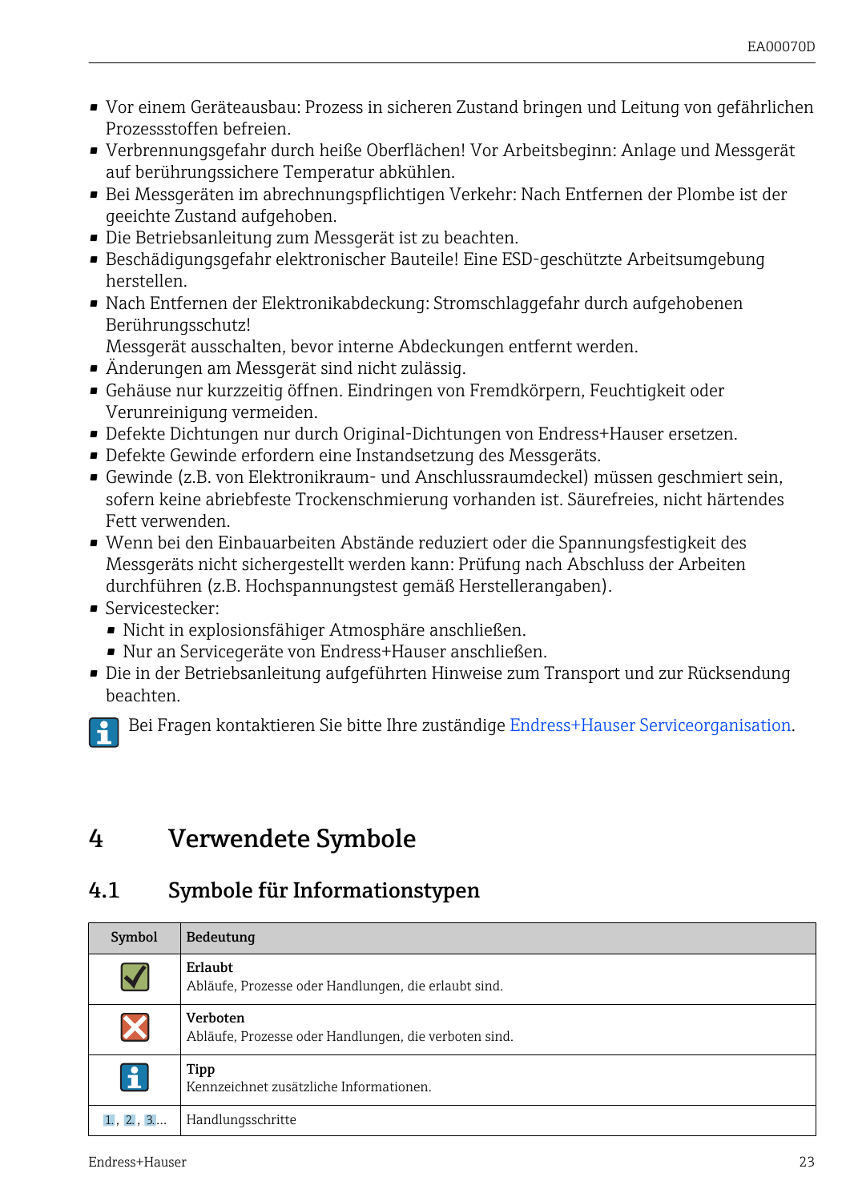- Vor einem Geräteausbau: Prozess in sicheren Zustand bringen und Leitung von gefährlichen Prozessstoffen befreien.
- Verbrennungsgefahr durch heiße Oberflächen! Vor Arbeitsbeginn: Anlage und Messgerät auf berührungssichere Temperatur abkühlen.
- Bei Messgeräten im abrechnungspflichtigen Verkehr: Nach Entfernen der Plombe ist der geeichte Zustand aufgehoben.
- Die Betriebsanleitung zum Messgerät ist zu beachten.
- Beschädigungsgefahr elektronischer Bauteile! Eine ESD-geschützte Arbeitsumgebung herstellen.
- Nach Entfernen der Elektronikabdeckung: Stromschlaggefahr durch aufgehobenen Berührungsschutz!
  Messgerät ausschalten, bevor interne Abdeckungen entfernt werden.
- Änderungen am Messgerät sind nicht zulässig.
- Gehäuse nur kurzzeitig öffnen. Eindringen von Fremdkörpern, Feuchtigkeit oder Verunreinigung vermeiden.
- Defekte Dichtungen nur durch Original-Dichtungen von Endress+Hauser ersetzen.
- Defekte Gewinde erfordern eine Instandsetzung des Messgeräts.
- Gewinde (z.B. von Elektronikraum- und Anschlussraumdeckel) müssen geschmiert sein, sofern keine abriebfeste Trockenschmierung vorhanden ist. Säurefreies, nicht härtendes Fett verwenden.
- Wenn bei den Einbauarbeiten Abstände reduziert oder die Spannungsfestigkeit des Messgeräts nicht sichergestellt werden kann: Prüfung nach Abschluss der Arbeiten durchführen (z.B. Hochspannungstest gemäß Herstellerangaben).
- Servicestecker:
  - Nicht in explosionsfähiger Atmosphäre anschließen.
  - Nur an Servicegeräte von Endress+Hauser anschließen.
- Die in der Betriebsanleitung aufgeführten Hinweise zum Transport und zur Rücksendung beachten.

Bei Fragen kontaktieren Sie bitte Ihre zuständige Endress+Hauser Serviceorganisation.

# 4 Verwendete Symbole

## 4.1 Symbole für Informationstypen

| Symbol | Bedeutung |
|---|---|
| ✓ | **Erlaubt**<br>Abläufe, Prozesse oder Handlungen, die erlaubt sind. |
| ✗ | **Verboten**<br>Abläufe, Prozesse oder Handlungen, die verboten sind. |
| i | **Tipp**<br>Kennzeichnet zusätzliche Informationen. |
| 1., 2., 3.... | Handlungsschritte |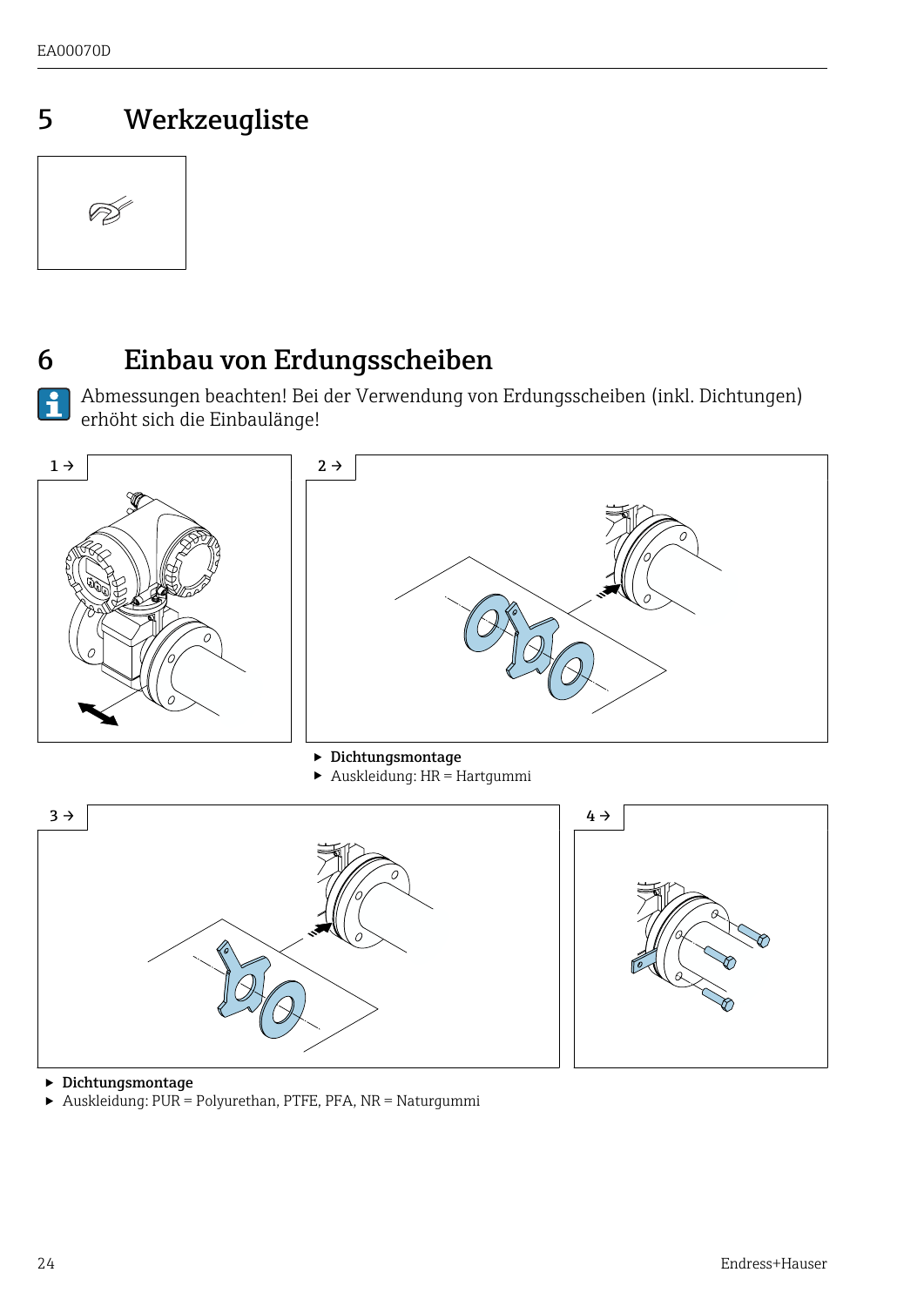# 5 Werkzeugliste

# 6 Einbau von Erdungsscheiben

Abmessungen beachten! Bei der Verwendung von Erdungsscheiben (inkl. Dichtungen) erhöht sich die Einbaulänge!

1 →

2 →

- **Dichtungsmontage**
- Auskleidung: HR = Hartgummi

3 →

4 →

- **Dichtungsmontage**
- Auskleidung: PUR = Polyurethan, PTFE, PFA, NR = Naturgummi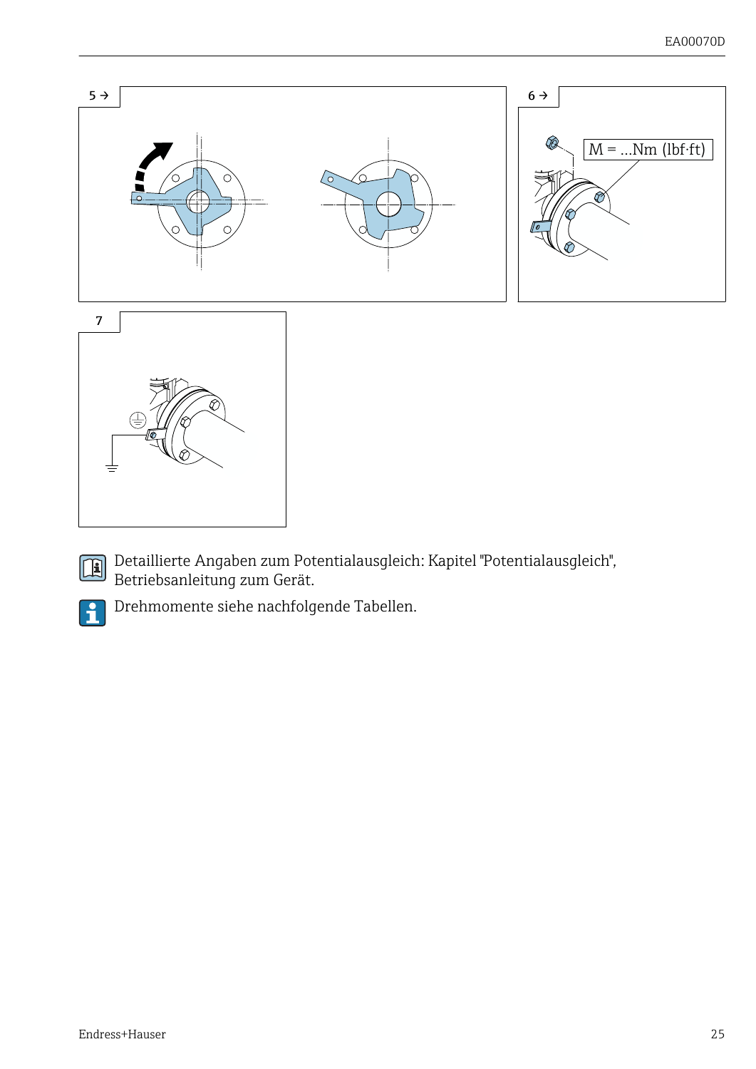5 →

6 →

M = ...Nm (lbf·ft)

7

Detaillierte Angaben zum Potentialausgleich: Kapitel "Potentialausgleich", Betriebsanleitung zum Gerät.

Drehmomente siehe nachfolgende Tabellen.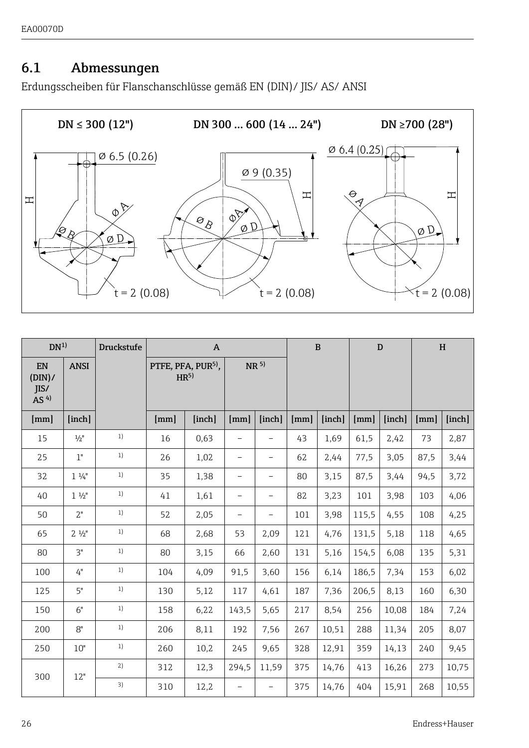## 6.1 Abmessungen

Erdungsscheiben für Flanschanschlüsse gemäß EN (DIN)/ JIS/ AS/ ANSI

DN ≤ 300 (12") DN 300 … 600 (14 … 24") DN ≥700 (28")

Ø 6.5 (0.26) Ø 9 (0.35) Ø 6.4 (0.25)

H Ø A Ø B Ø D

t = 2 (0.08) t = 2 (0.08) t = 2 (0.08)

| DN[1)] | | Druckstufe | A | | | | B | | D | | H | |
|---|---|---|---|---|---|---|---|---|---|---|---|---|
| EN (DIN)/ JIS/ AS [4)] | ANSI | | PTFE, PFA, PUR[5)], HR[5)] | | NR [5)] | | | | | | | |
| [mm] | [inch] | | [mm] | [inch] | [mm] | [inch] | [mm] | [inch] | [mm] | [inch] | [mm] | [inch] |
| 15 | ½" | [1)] | 16 | 0,63 | – | – | 43 | 1,69 | 61,5 | 2,42 | 73 | 2,87 |
| 25 | 1" | [1)] | 26 | 1,02 | – | – | 62 | 2,44 | 77,5 | 3,05 | 87,5 | 3,44 |
| 32 | 1 ¼" | [1)] | 35 | 1,38 | – | – | 80 | 3,15 | 87,5 | 3,44 | 94,5 | 3,72 |
| 40 | 1 ½" | [1)] | 41 | 1,61 | – | – | 82 | 3,23 | 101 | 3,98 | 103 | 4,06 |
| 50 | 2" | [1)] | 52 | 2,05 | – | – | 101 | 3,98 | 115,5 | 4,55 | 108 | 4,25 |
| 65 | 2 ½" | [1)] | 68 | 2,68 | 53 | 2,09 | 121 | 4,76 | 131,5 | 5,18 | 118 | 4,65 |
| 80 | 3" | [1)] | 80 | 3,15 | 66 | 2,60 | 131 | 5,16 | 154,5 | 6,08 | 135 | 5,31 |
| 100 | 4" | [1)] | 104 | 4,09 | 91,5 | 3,60 | 156 | 6,14 | 186,5 | 7,34 | 153 | 6,02 |
| 125 | 5" | [1)] | 130 | 5,12 | 117 | 4,61 | 187 | 7,36 | 206,5 | 8,13 | 160 | 6,30 |
| 150 | 6" | [1)] | 158 | 6,22 | 143,5 | 5,65 | 217 | 8,54 | 256 | 10,08 | 184 | 7,24 |
| 200 | 8" | [1)] | 206 | 8,11 | 192 | 7,56 | 267 | 10,51 | 288 | 11,34 | 205 | 8,07 |
| 250 | 10" | [1)] | 260 | 10,2 | 245 | 9,65 | 328 | 12,91 | 359 | 14,13 | 240 | 9,45 |
| 300 | 12" | [2)] | 312 | 12,3 | 294,5 | 11,59 | 375 | 14,76 | 413 | 16,26 | 273 | 10,75 |
| | | [3)] | 310 | 12,2 | – | – | 375 | 14,76 | 404 | 15,91 | 268 | 10,55 |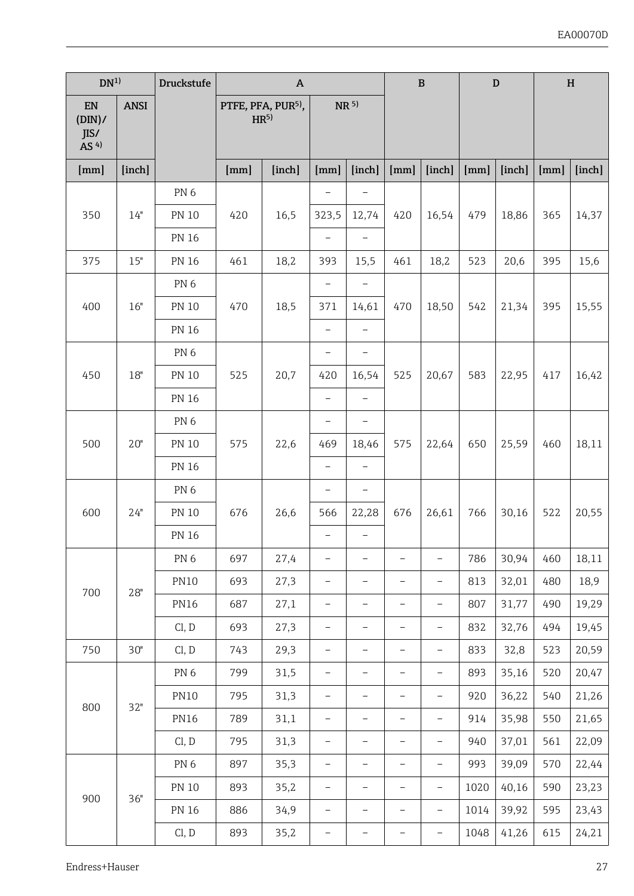| DN[1)] | | Druckstufe | A | | | | B | | D | | H | |
|---|---|---|---|---|---|---|---|---|---|---|---|---|
| EN (DIN)/ JIS/ AS [4)] | ANSI | | PTFE, PFA, PUR[5)], HR[5)] | | NR [5)] | | | | | | | |
| [mm] | [inch] | | [mm] | [inch] | [mm] | [inch] | [mm] | [inch] | [mm] | [inch] | [mm] | [inch] |
| 350 | 14" | PN 6 | 420 | 16,5 | – | – | 420 | 16,54 | 479 | 18,86 | 365 | 14,37 |
| | | PN 10 | | | 323,5 | 12,74 | | | | | | |
| | | PN 16 | | | – | – | | | | | | |
| 375 | 15" | PN 16 | 461 | 18,2 | 393 | 15,5 | 461 | 18,2 | 523 | 20,6 | 395 | 15,6 |
| 400 | 16" | PN 6 | 470 | 18,5 | – | – | 470 | 18,50 | 542 | 21,34 | 395 | 15,55 |
| | | PN 10 | | | 371 | 14,61 | | | | | | |
| | | PN 16 | | | – | – | | | | | | |
| 450 | 18" | PN 6 | 525 | 20,7 | – | – | 525 | 20,67 | 583 | 22,95 | 417 | 16,42 |
| | | PN 10 | | | 420 | 16,54 | | | | | | |
| | | PN 16 | | | – | – | | | | | | |
| 500 | 20" | PN 6 | 575 | 22,6 | – | – | 575 | 22,64 | 650 | 25,59 | 460 | 18,11 |
| | | PN 10 | | | 469 | 18,46 | | | | | | |
| | | PN 16 | | | – | – | | | | | | |
| 600 | 24" | PN 6 | 676 | 26,6 | – | – | 676 | 26,61 | 766 | 30,16 | 522 | 20,55 |
| | | PN 10 | | | 566 | 22,28 | | | | | | |
| | | PN 16 | | | – | – | | | | | | |
| 700 | 28" | PN 6 | 697 | 27,4 | – | – | – | – | 786 | 30,94 | 460 | 18,11 |
| | | PN10 | 693 | 27,3 | – | – | – | – | 813 | 32,01 | 480 | 18,9 |
| | | PN16 | 687 | 27,1 | – | – | – | – | 807 | 31,77 | 490 | 19,29 |
| | | Cl, D | 693 | 27,3 | – | – | – | – | 832 | 32,76 | 494 | 19,45 |
| 750 | 30" | Cl, D | 743 | 29,3 | – | – | – | – | 833 | 32,8 | 523 | 20,59 |
| 800 | 32" | PN 6 | 799 | 31,5 | – | – | – | – | 893 | 35,16 | 520 | 20,47 |
| | | PN10 | 795 | 31,3 | – | – | – | – | 920 | 36,22 | 540 | 21,26 |
| | | PN16 | 789 | 31,1 | – | – | – | – | 914 | 35,98 | 550 | 21,65 |
| | | Cl, D | 795 | 31,3 | – | – | – | – | 940 | 37,01 | 561 | 22,09 |
| 900 | 36" | PN 6 | 897 | 35,3 | – | – | – | – | 993 | 39,09 | 570 | 22,44 |
| | | PN 10 | 893 | 35,2 | – | – | – | – | 1020 | 40,16 | 590 | 23,23 |
| | | PN 16 | 886 | 34,9 | – | – | – | – | 1014 | 39,92 | 595 | 23,43 |
| | | Cl, D | 893 | 35,2 | – | – | – | – | 1048 | 41,26 | 615 | 24,21 |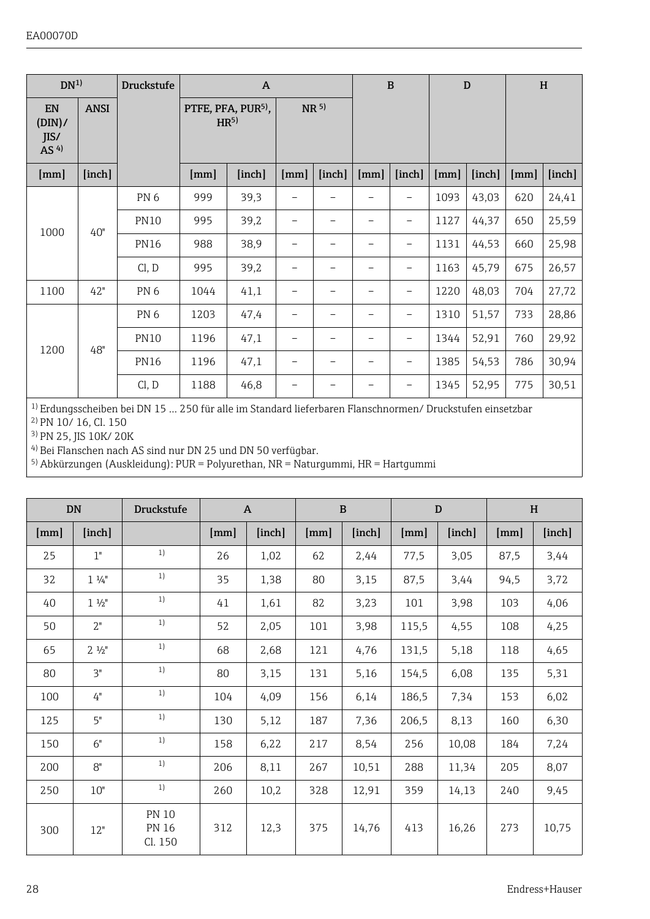| DN[1] | | Druckstufe | A | | | | B | | D | | H | |
|---|---|---|---|---|---|---|---|---|---|---|---|---|
| EN (DIN)/ JIS/ AS [4] | ANSI | | PTFE, PFA, PUR[5], HR[5] | | NR [5] | | | | | | | |
| [mm] | [inch] | | [mm] | [inch] | [mm] | [inch] | [mm] | [inch] | [mm] | [inch] | [mm] | [inch] |
| 1000 | 40" | PN 6 | 999 | 39,3 | – | – | – | – | 1093 | 43,03 | 620 | 24,41 |
| | | PN10 | 995 | 39,2 | – | – | – | – | 1127 | 44,37 | 650 | 25,59 |
| | | PN16 | 988 | 38,9 | – | – | – | – | 1131 | 44,53 | 660 | 25,98 |
| | | Cl, D | 995 | 39,2 | – | – | – | – | 1163 | 45,79 | 675 | 26,57 |
| 1100 | 42" | PN 6 | 1044 | 41,1 | – | – | – | – | 1220 | 48,03 | 704 | 27,72 |
| 1200 | 48" | PN 6 | 1203 | 47,4 | – | – | – | – | 1310 | 51,57 | 733 | 28,86 |
| | | PN10 | 1196 | 47,1 | – | – | – | – | 1344 | 52,91 | 760 | 29,92 |
| | | PN16 | 1196 | 47,1 | – | – | – | – | 1385 | 54,53 | 786 | 30,94 |
| | | Cl, D | 1188 | 46,8 | – | – | – | – | 1345 | 52,95 | 775 | 30,51 |

[1] Erdungsscheiben bei DN 15 … 250 für alle im Standard lieferbaren Flanschnormen/ Druckstufen einsetzbar
[2] PN 10/ 16, Cl. 150
[3] PN 25, JIS 10K/ 20K
[4] Bei Flanschen nach AS sind nur DN 25 und DN 50 verfügbar.
[5] Abkürzungen (Auskleidung): PUR = Polyurethan, NR = Naturgummi, HR = Hartgummi

| DN | | Druckstufe | A | | B | | D | | H | |
|---|---|---|---|---|---|---|---|---|---|---|
| [mm] | [inch] | | [mm] | [inch] | [mm] | [inch] | [mm] | [inch] | [mm] | [inch] |
| 25 | 1" | [1] | 26 | 1,02 | 62 | 2,44 | 77,5 | 3,05 | 87,5 | 3,44 |
| 32 | 1 ¼" | [1] | 35 | 1,38 | 80 | 3,15 | 87,5 | 3,44 | 94,5 | 3,72 |
| 40 | 1 ½" | [1] | 41 | 1,61 | 82 | 3,23 | 101 | 3,98 | 103 | 4,06 |
| 50 | 2" | [1] | 52 | 2,05 | 101 | 3,98 | 115,5 | 4,55 | 108 | 4,25 |
| 65 | 2 ½" | [1] | 68 | 2,68 | 121 | 4,76 | 131,5 | 5,18 | 118 | 4,65 |
| 80 | 3" | [1] | 80 | 3,15 | 131 | 5,16 | 154,5 | 6,08 | 135 | 5,31 |
| 100 | 4" | [1] | 104 | 4,09 | 156 | 6,14 | 186,5 | 7,34 | 153 | 6,02 |
| 125 | 5" | [1] | 130 | 5,12 | 187 | 7,36 | 206,5 | 8,13 | 160 | 6,30 |
| 150 | 6" | [1] | 158 | 6,22 | 217 | 8,54 | 256 | 10,08 | 184 | 7,24 |
| 200 | 8" | [1] | 206 | 8,11 | 267 | 10,51 | 288 | 11,34 | 205 | 8,07 |
| 250 | 10" | [1] | 260 | 10,2 | 328 | 12,91 | 359 | 14,13 | 240 | 9,45 |
| 300 | 12" | PN 10 PN 16 Cl. 150 | 312 | 12,3 | 375 | 14,76 | 413 | 16,26 | 273 | 10,75 |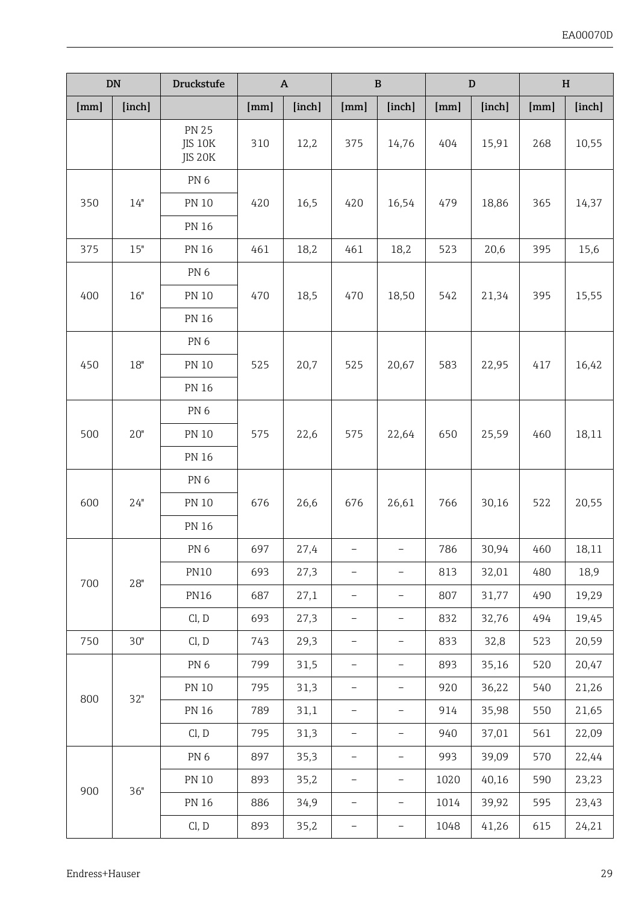| DN | | Druckstufe | A | | B | | D | | H | |
|---|---|---|---|---|---|---|---|---|---|---|
| [mm] | [inch] | | [mm] | [inch] | [mm] | [inch] | [mm] | [inch] | [mm] | [inch] |
| | | PN 25<br>JIS 10K<br>JIS 20K | 310 | 12,2 | 375 | 14,76 | 404 | 15,91 | 268 | 10,55 |
| 350 | 14" | PN 6 | 420 | 16,5 | 420 | 16,54 | 479 | 18,86 | 365 | 14,37 |
| | | PN 10 | | | | | | | | |
| | | PN 16 | | | | | | | | |
| 375 | 15" | PN 16 | 461 | 18,2 | 461 | 18,2 | 523 | 20,6 | 395 | 15,6 |
| 400 | 16" | PN 6 | 470 | 18,5 | 470 | 18,50 | 542 | 21,34 | 395 | 15,55 |
| | | PN 10 | | | | | | | | |
| | | PN 16 | | | | | | | | |
| 450 | 18" | PN 6 | 525 | 20,7 | 525 | 20,67 | 583 | 22,95 | 417 | 16,42 |
| | | PN 10 | | | | | | | | |
| | | PN 16 | | | | | | | | |
| 500 | 20" | PN 6 | 575 | 22,6 | 575 | 22,64 | 650 | 25,59 | 460 | 18,11 |
| | | PN 10 | | | | | | | | |
| | | PN 16 | | | | | | | | |
| 600 | 24" | PN 6 | 676 | 26,6 | 676 | 26,61 | 766 | 30,16 | 522 | 20,55 |
| | | PN 10 | | | | | | | | |
| | | PN 16 | | | | | | | | |
| 700 | 28" | PN 6 | 697 | 27,4 | – | – | 786 | 30,94 | 460 | 18,11 |
| | | PN10 | 693 | 27,3 | – | – | 813 | 32,01 | 480 | 18,9 |
| | | PN16 | 687 | 27,1 | – | – | 807 | 31,77 | 490 | 19,29 |
| | | Cl, D | 693 | 27,3 | – | – | 832 | 32,76 | 494 | 19,45 |
| 750 | 30" | Cl, D | 743 | 29,3 | – | – | 833 | 32,8 | 523 | 20,59 |
| 800 | 32" | PN 6 | 799 | 31,5 | – | – | 893 | 35,16 | 520 | 20,47 |
| | | PN 10 | 795 | 31,3 | – | – | 920 | 36,22 | 540 | 21,26 |
| | | PN 16 | 789 | 31,1 | – | – | 914 | 35,98 | 550 | 21,65 |
| | | Cl, D | 795 | 31,3 | – | – | 940 | 37,01 | 561 | 22,09 |
| 900 | 36" | PN 6 | 897 | 35,3 | – | – | 993 | 39,09 | 570 | 22,44 |
| | | PN 10 | 893 | 35,2 | – | – | 1020 | 40,16 | 590 | 23,23 |
| | | PN 16 | 886 | 34,9 | – | – | 1014 | 39,92 | 595 | 23,43 |
| | | Cl, D | 893 | 35,2 | – | – | 1048 | 41,26 | 615 | 24,21 |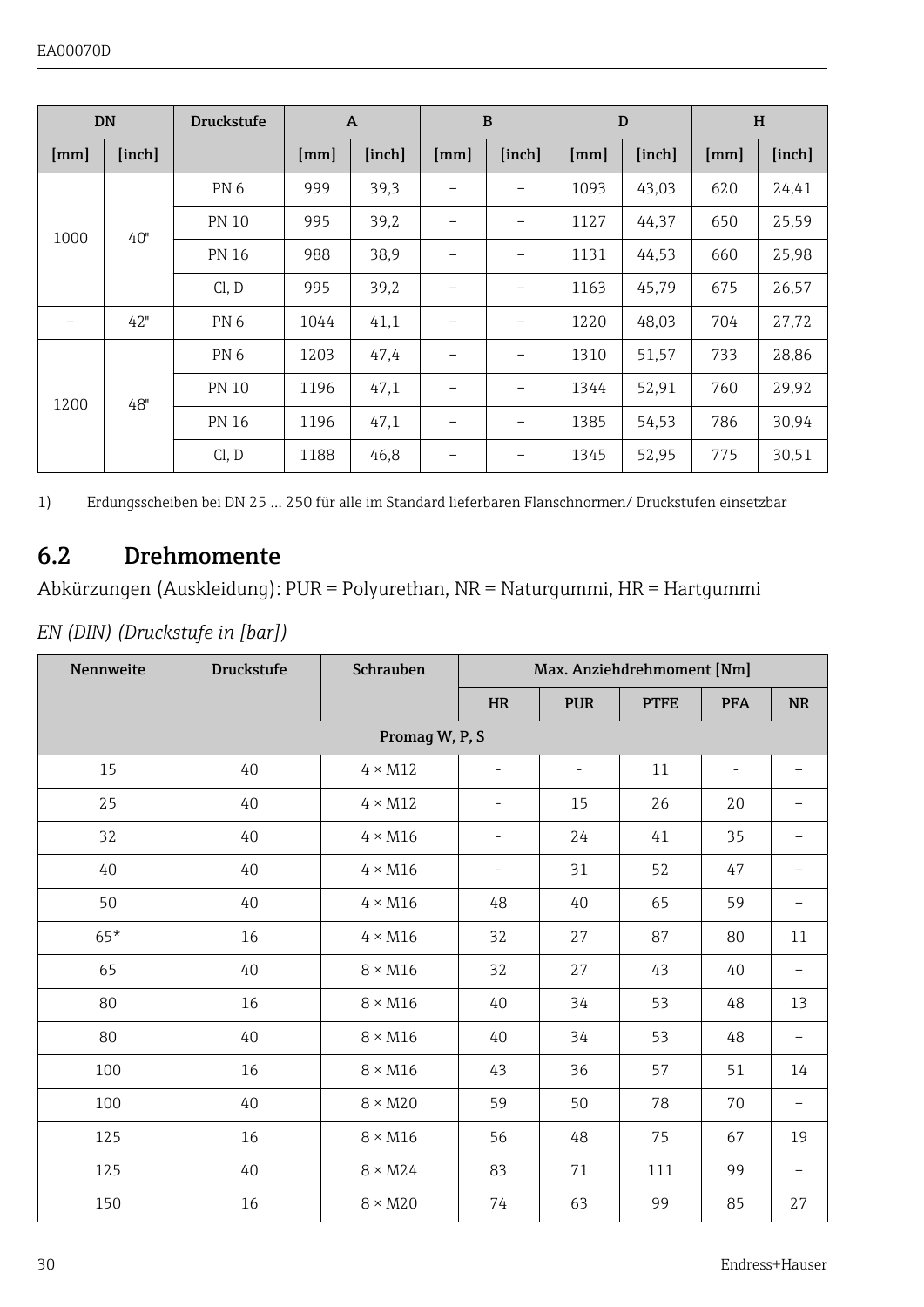| DN | | Druckstufe | A | | B | | D | | H | |
|---|---|---|---|---|---|---|---|---|---|---|
| [mm] | [inch] | | [mm] | [inch] | [mm] | [inch] | [mm] | [inch] | [mm] | [inch] |
| 1000 | 40" | PN 6 | 999 | 39,3 | – | – | 1093 | 43,03 | 620 | 24,41 |
| | | PN 10 | 995 | 39,2 | – | – | 1127 | 44,37 | 650 | 25,59 |
| | | PN 16 | 988 | 38,9 | – | – | 1131 | 44,53 | 660 | 25,98 |
| | | Cl, D | 995 | 39,2 | – | – | 1163 | 45,79 | 675 | 26,57 |
| – | 42" | PN 6 | 1044 | 41,1 | – | – | 1220 | 48,03 | 704 | 27,72 |
| 1200 | 48" | PN 6 | 1203 | 47,4 | – | – | 1310 | 51,57 | 733 | 28,86 |
| | | PN 10 | 1196 | 47,1 | – | – | 1344 | 52,91 | 760 | 29,92 |
| | | PN 16 | 1196 | 47,1 | – | – | 1385 | 54,53 | 786 | 30,94 |
| | | Cl, D | 1188 | 46,8 | – | – | 1345 | 52,95 | 775 | 30,51 |

1) Erdungsscheiben bei DN 25 … 250 für alle im Standard lieferbaren Flanschnormen/ Druckstufen einsetzbar

## 6.2 Drehmomente

Abkürzungen (Auskleidung): PUR = Polyurethan, NR = Naturgummi, HR = Hartgummi

*EN (DIN) (Druckstufe in [bar])*

| Nennweite | Druckstufe | Schrauben | Max. Anziehdrehmoment [Nm] | | | | |
|---|---|---|---|---|---|---|---|
| | | | HR | PUR | PTFE | PFA | NR |
| **Promag W, P, S** | | | | | | | |
| 15 | 40 | 4 × M12 | - | - | 11 | - | – |
| 25 | 40 | 4 × M12 | - | 15 | 26 | 20 | – |
| 32 | 40 | 4 × M16 | - | 24 | 41 | 35 | – |
| 40 | 40 | 4 × M16 | - | 31 | 52 | 47 | – |
| 50 | 40 | 4 × M16 | 48 | 40 | 65 | 59 | – |
| 65* | 16 | 4 × M16 | 32 | 27 | 87 | 80 | 11 |
| 65 | 40 | 8 × M16 | 32 | 27 | 43 | 40 | – |
| 80 | 16 | 8 × M16 | 40 | 34 | 53 | 48 | 13 |
| 80 | 40 | 8 × M16 | 40 | 34 | 53 | 48 | – |
| 100 | 16 | 8 × M16 | 43 | 36 | 57 | 51 | 14 |
| 100 | 40 | 8 × M20 | 59 | 50 | 78 | 70 | – |
| 125 | 16 | 8 × M16 | 56 | 48 | 75 | 67 | 19 |
| 125 | 40 | 8 × M24 | 83 | 71 | 111 | 99 | – |
| 150 | 16 | 8 × M20 | 74 | 63 | 99 | 85 | 27 |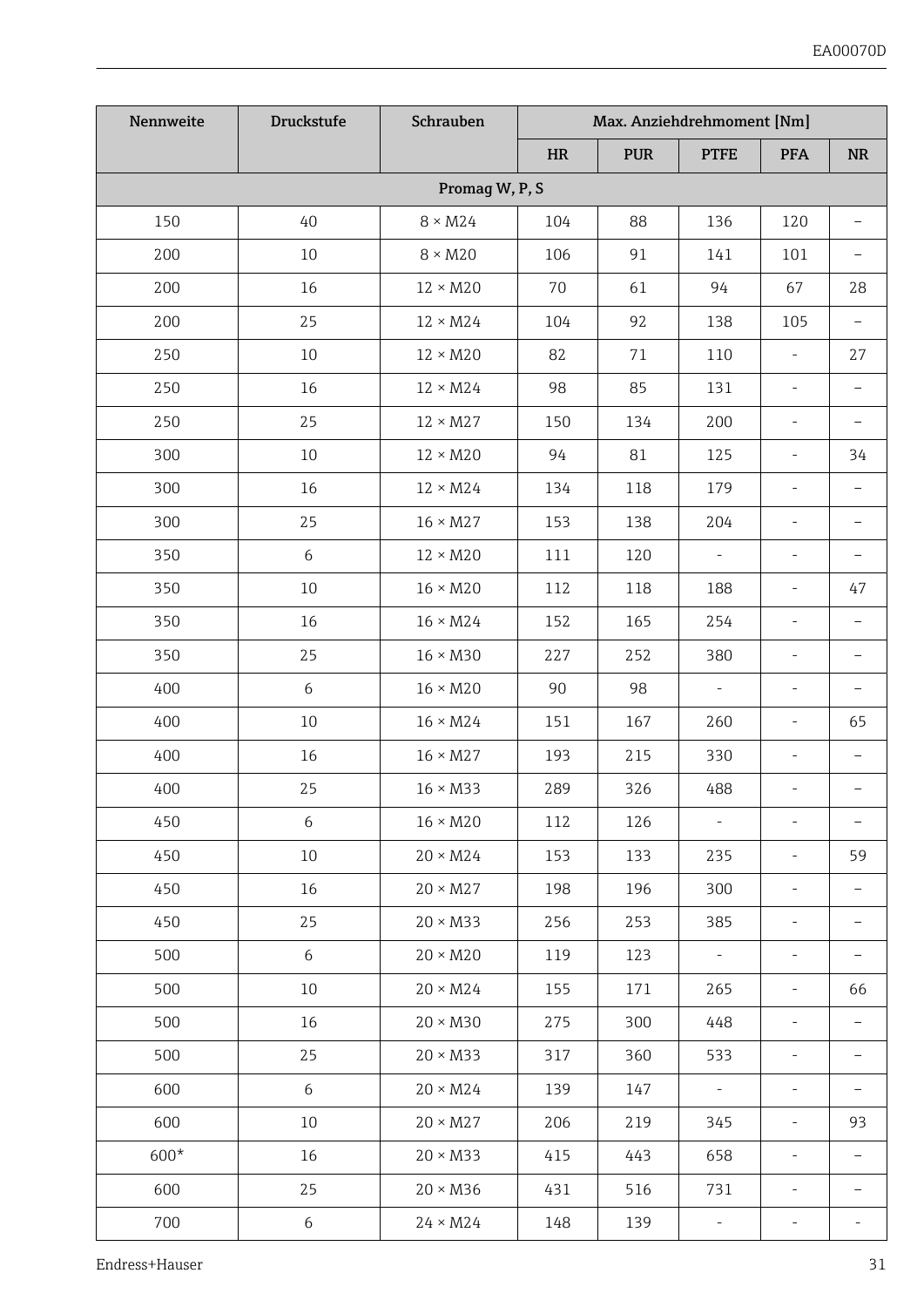| Nennweite | Druckstufe | Schrauben | Max. Anziehdrehmoment [Nm] | | | | |
|---|---|---|---|---|---|---|---|
| | | | HR | PUR | PTFE | PFA | NR |
| Promag W, P, S | | | | | | | |
| 150 | 40 | 8 × M24 | 104 | 88 | 136 | 120 | – |
| 200 | 10 | 8 × M20 | 106 | 91 | 141 | 101 | – |
| 200 | 16 | 12 × M20 | 70 | 61 | 94 | 67 | 28 |
| 200 | 25 | 12 × M24 | 104 | 92 | 138 | 105 | – |
| 250 | 10 | 12 × M20 | 82 | 71 | 110 | - | 27 |
| 250 | 16 | 12 × M24 | 98 | 85 | 131 | - | – |
| 250 | 25 | 12 × M27 | 150 | 134 | 200 | - | – |
| 300 | 10 | 12 × M20 | 94 | 81 | 125 | - | 34 |
| 300 | 16 | 12 × M24 | 134 | 118 | 179 | - | – |
| 300 | 25 | 16 × M27 | 153 | 138 | 204 | - | – |
| 350 | 6 | 12 × M20 | 111 | 120 | - | - | – |
| 350 | 10 | 16 × M20 | 112 | 118 | 188 | - | 47 |
| 350 | 16 | 16 × M24 | 152 | 165 | 254 | - | – |
| 350 | 25 | 16 × M30 | 227 | 252 | 380 | - | – |
| 400 | 6 | 16 × M20 | 90 | 98 | - | - | – |
| 400 | 10 | 16 × M24 | 151 | 167 | 260 | - | 65 |
| 400 | 16 | 16 × M27 | 193 | 215 | 330 | - | – |
| 400 | 25 | 16 × M33 | 289 | 326 | 488 | - | – |
| 450 | 6 | 16 × M20 | 112 | 126 | - | - | – |
| 450 | 10 | 20 × M24 | 153 | 133 | 235 | - | 59 |
| 450 | 16 | 20 × M27 | 198 | 196 | 300 | - | – |
| 450 | 25 | 20 × M33 | 256 | 253 | 385 | - | – |
| 500 | 6 | 20 × M20 | 119 | 123 | - | - | – |
| 500 | 10 | 20 × M24 | 155 | 171 | 265 | - | 66 |
| 500 | 16 | 20 × M30 | 275 | 300 | 448 | - | – |
| 500 | 25 | 20 × M33 | 317 | 360 | 533 | - | – |
| 600 | 6 | 20 × M24 | 139 | 147 | - | - | – |
| 600 | 10 | 20 × M27 | 206 | 219 | 345 | - | 93 |
| 600* | 16 | 20 × M33 | 415 | 443 | 658 | - | – |
| 600 | 25 | 20 × M36 | 431 | 516 | 731 | - | – |
| 700 | 6 | 24 × M24 | 148 | 139 | - | - | - |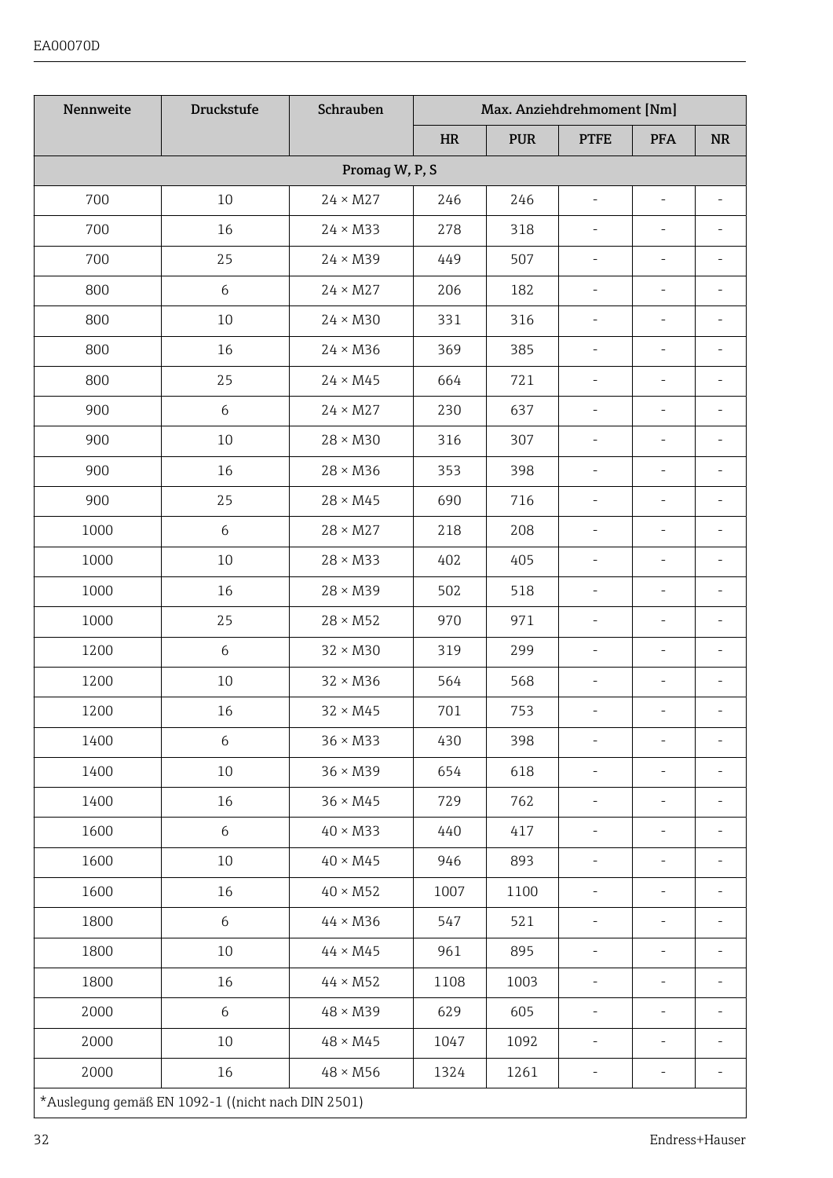| Nennweite | Druckstufe | Schrauben | Max. Anziehdrehmoment [Nm] | | | | |
|---|---|---|---|---|---|---|---|
| | | | HR | PUR | PTFE | PFA | NR |
| **Promag W, P, S** | | | | | | | |
| 700 | 10 | 24 × M27 | 246 | 246 | - | - | - |
| 700 | 16 | 24 × M33 | 278 | 318 | - | - | - |
| 700 | 25 | 24 × M39 | 449 | 507 | - | - | - |
| 800 | 6 | 24 × M27 | 206 | 182 | - | - | - |
| 800 | 10 | 24 × M30 | 331 | 316 | - | - | - |
| 800 | 16 | 24 × M36 | 369 | 385 | - | - | - |
| 800 | 25 | 24 × M45 | 664 | 721 | - | - | - |
| 900 | 6 | 24 × M27 | 230 | 637 | - | - | - |
| 900 | 10 | 28 × M30 | 316 | 307 | - | - | - |
| 900 | 16 | 28 × M36 | 353 | 398 | - | - | - |
| 900 | 25 | 28 × M45 | 690 | 716 | - | - | - |
| 1000 | 6 | 28 × M27 | 218 | 208 | - | - | - |
| 1000 | 10 | 28 × M33 | 402 | 405 | - | - | - |
| 1000 | 16 | 28 × M39 | 502 | 518 | - | - | - |
| 1000 | 25 | 28 × M52 | 970 | 971 | - | - | - |
| 1200 | 6 | 32 × M30 | 319 | 299 | - | - | - |
| 1200 | 10 | 32 × M36 | 564 | 568 | - | - | - |
| 1200 | 16 | 32 × M45 | 701 | 753 | - | - | - |
| 1400 | 6 | 36 × M33 | 430 | 398 | - | - | - |
| 1400 | 10 | 36 × M39 | 654 | 618 | - | - | - |
| 1400 | 16 | 36 × M45 | 729 | 762 | - | - | - |
| 1600 | 6 | 40 × M33 | 440 | 417 | - | - | - |
| 1600 | 10 | 40 × M45 | 946 | 893 | - | - | - |
| 1600 | 16 | 40 × M52 | 1007 | 1100 | - | - | - |
| 1800 | 6 | 44 × M36 | 547 | 521 | - | - | - |
| 1800 | 10 | 44 × M45 | 961 | 895 | - | - | - |
| 1800 | 16 | 44 × M52 | 1108 | 1003 | - | - | - |
| 2000 | 6 | 48 × M39 | 629 | 605 | - | - | - |
| 2000 | 10 | 48 × M45 | 1047 | 1092 | - | - | - |
| 2000 | 16 | 48 × M56 | 1324 | 1261 | - | - | - |

*Auslegung gemäß EN 1092-1 ((nicht nach DIN 2501)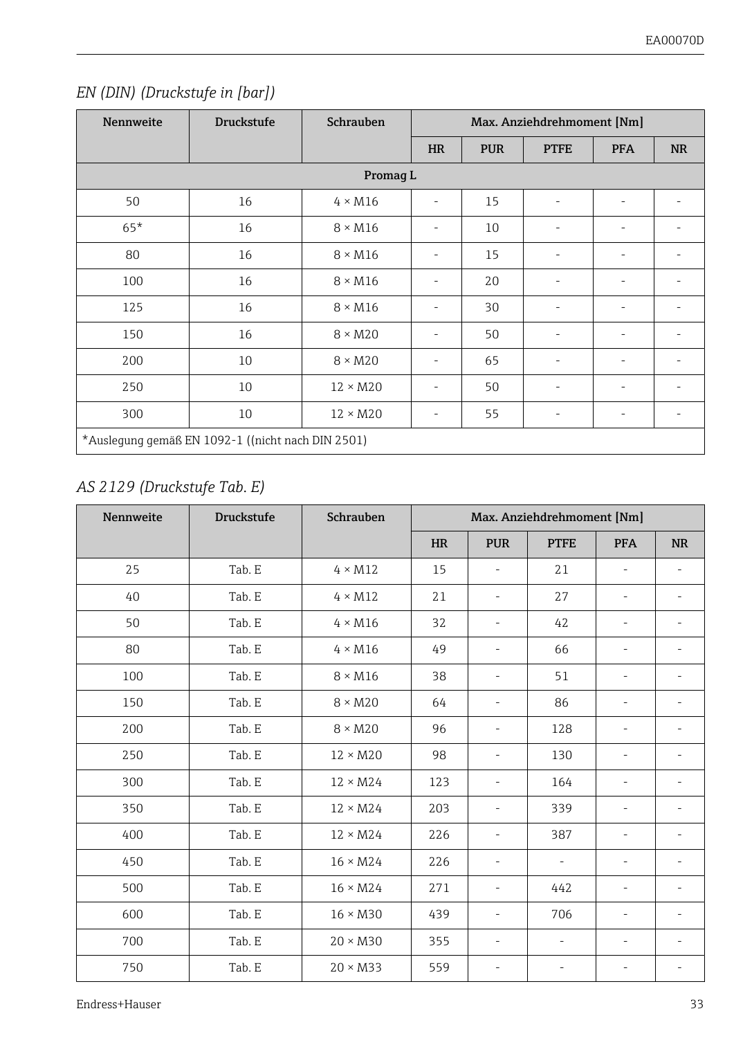### *EN (DIN) (Druckstufe in [bar])*

| Nennweite | Druckstufe | Schrauben | Max. Anziehdrehmoment [Nm] | | | | |
|---|---|---|---|---|---|---|---|
| | | | HR | PUR | PTFE | PFA | NR |
| **Promag L** | | | | | | | |
| 50 | 16 | 4 × M16 | - | 15 | - | - | - |
| 65* | 16 | 8 × M16 | - | 10 | - | - | - |
| 80 | 16 | 8 × M16 | - | 15 | - | - | - |
| 100 | 16 | 8 × M16 | - | 20 | - | - | - |
| 125 | 16 | 8 × M16 | - | 30 | - | - | - |
| 150 | 16 | 8 × M20 | - | 50 | - | - | - |
| 200 | 10 | 8 × M20 | - | 65 | - | - | - |
| 250 | 10 | 12 × M20 | - | 50 | - | - | - |
| 300 | 10 | 12 × M20 | - | 55 | - | - | - |
| *Auslegung gemäß EN 1092-1 ((nicht nach DIN 2501) | | | | | | | |

### *AS 2129 (Druckstufe Tab. E)*

| Nennweite | Druckstufe | Schrauben | Max. Anziehdrehmoment [Nm] | | | | |
|---|---|---|---|---|---|---|---|
| | | | HR | PUR | PTFE | PFA | NR |
| 25 | Tab. E | 4 × M12 | 15 | - | 21 | - | - |
| 40 | Tab. E | 4 × M12 | 21 | - | 27 | - | - |
| 50 | Tab. E | 4 × M16 | 32 | - | 42 | - | - |
| 80 | Tab. E | 4 × M16 | 49 | - | 66 | - | - |
| 100 | Tab. E | 8 × M16 | 38 | - | 51 | - | - |
| 150 | Tab. E | 8 × M20 | 64 | - | 86 | - | - |
| 200 | Tab. E | 8 × M20 | 96 | - | 128 | - | - |
| 250 | Tab. E | 12 × M20 | 98 | - | 130 | - | - |
| 300 | Tab. E | 12 × M24 | 123 | - | 164 | - | - |
| 350 | Tab. E | 12 × M24 | 203 | - | 339 | - | - |
| 400 | Tab. E | 12 × M24 | 226 | - | 387 | - | - |
| 450 | Tab. E | 16 × M24 | 226 | - | - | - | - |
| 500 | Tab. E | 16 × M24 | 271 | - | 442 | - | - |
| 600 | Tab. E | 16 × M30 | 439 | - | 706 | - | - |
| 700 | Tab. E | 20 × M30 | 355 | - | - | - | - |
| 750 | Tab. E | 20 × M33 | 559 | - | - | - | - |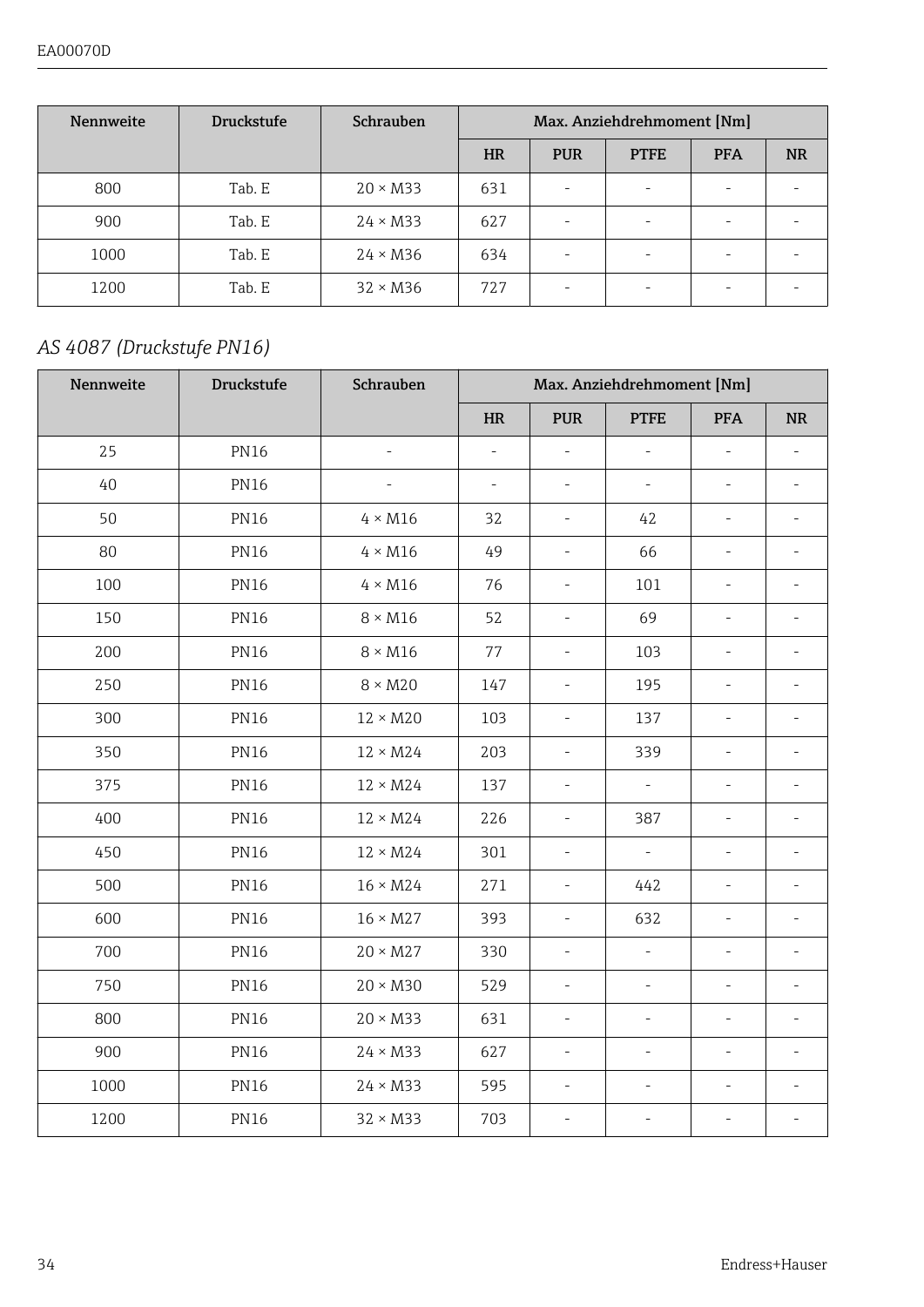| Nennweite | Druckstufe | Schrauben | Max. Anziehdrehmoment [Nm] | | | | |
|---|---|---|---|---|---|---|---|
| | | | HR | PUR | PTFE | PFA | NR |
| 800 | Tab. E | 20 × M33 | 631 | - | - | - | - |
| 900 | Tab. E | 24 × M33 | 627 | - | - | - | - |
| 1000 | Tab. E | 24 × M36 | 634 | - | - | - | - |
| 1200 | Tab. E | 32 × M36 | 727 | - | - | - | - |

*AS 4087 (Druckstufe PN16)*

| Nennweite | Druckstufe | Schrauben | Max. Anziehdrehmoment [Nm] | | | | |
|---|---|---|---|---|---|---|---|
| | | | HR | PUR | PTFE | PFA | NR |
| 25 | PN16 | - | - | - | - | - | - |
| 40 | PN16 | - | - | - | - | - | - |
| 50 | PN16 | 4 × M16 | 32 | - | 42 | - | - |
| 80 | PN16 | 4 × M16 | 49 | - | 66 | - | - |
| 100 | PN16 | 4 × M16 | 76 | - | 101 | - | - |
| 150 | PN16 | 8 × M16 | 52 | - | 69 | - | - |
| 200 | PN16 | 8 × M16 | 77 | - | 103 | - | - |
| 250 | PN16 | 8 × M20 | 147 | - | 195 | - | - |
| 300 | PN16 | 12 × M20 | 103 | - | 137 | - | - |
| 350 | PN16 | 12 × M24 | 203 | - | 339 | - | - |
| 375 | PN16 | 12 × M24 | 137 | - | - | - | - |
| 400 | PN16 | 12 × M24 | 226 | - | 387 | - | - |
| 450 | PN16 | 12 × M24 | 301 | - | - | - | - |
| 500 | PN16 | 16 × M24 | 271 | - | 442 | - | - |
| 600 | PN16 | 16 × M27 | 393 | - | 632 | - | - |
| 700 | PN16 | 20 × M27 | 330 | - | - | - | - |
| 750 | PN16 | 20 × M30 | 529 | - | - | - | - |
| 800 | PN16 | 20 × M33 | 631 | - | - | - | - |
| 900 | PN16 | 24 × M33 | 627 | - | - | - | - |
| 1000 | PN16 | 24 × M33 | 595 | - | - | - | - |
| 1200 | PN16 | 32 × M33 | 703 | - | - | - | - |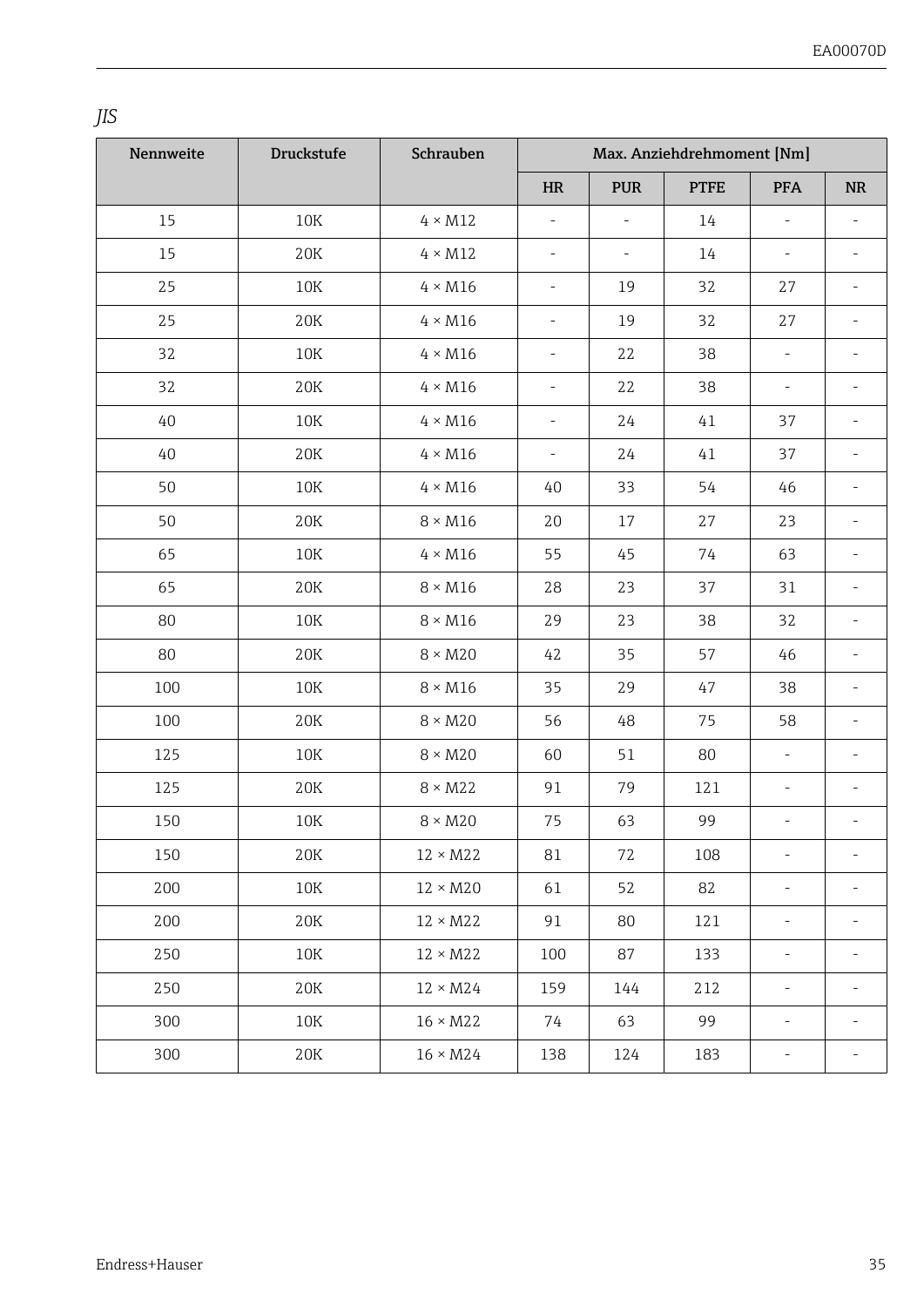*JIS*

| Nennweite | Druckstufe | Schrauben | Max. Anziehdrehmoment [Nm] | | | | |
|---|---|---|---|---|---|---|---|
| | | | HR | PUR | PTFE | PFA | NR |
| 15 | 10K | 4 × M12 | - | - | 14 | - | - |
| 15 | 20K | 4 × M12 | - | - | 14 | - | - |
| 25 | 10K | 4 × M16 | - | 19 | 32 | 27 | - |
| 25 | 20K | 4 × M16 | - | 19 | 32 | 27 | - |
| 32 | 10K | 4 × M16 | - | 22 | 38 | - | - |
| 32 | 20K | 4 × M16 | - | 22 | 38 | - | - |
| 40 | 10K | 4 × M16 | - | 24 | 41 | 37 | - |
| 40 | 20K | 4 × M16 | - | 24 | 41 | 37 | - |
| 50 | 10K | 4 × M16 | 40 | 33 | 54 | 46 | - |
| 50 | 20K | 8 × M16 | 20 | 17 | 27 | 23 | - |
| 65 | 10K | 4 × M16 | 55 | 45 | 74 | 63 | - |
| 65 | 20K | 8 × M16 | 28 | 23 | 37 | 31 | - |
| 80 | 10K | 8 × M16 | 29 | 23 | 38 | 32 | - |
| 80 | 20K | 8 × M20 | 42 | 35 | 57 | 46 | - |
| 100 | 10K | 8 × M16 | 35 | 29 | 47 | 38 | - |
| 100 | 20K | 8 × M20 | 56 | 48 | 75 | 58 | - |
| 125 | 10K | 8 × M20 | 60 | 51 | 80 | - | - |
| 125 | 20K | 8 × M22 | 91 | 79 | 121 | - | - |
| 150 | 10K | 8 × M20 | 75 | 63 | 99 | - | - |
| 150 | 20K | 12 × M22 | 81 | 72 | 108 | - | - |
| 200 | 10K | 12 × M20 | 61 | 52 | 82 | - | - |
| 200 | 20K | 12 × M22 | 91 | 80 | 121 | - | - |
| 250 | 10K | 12 × M22 | 100 | 87 | 133 | - | - |
| 250 | 20K | 12 × M24 | 159 | 144 | 212 | - | - |
| 300 | 10K | 16 × M22 | 74 | 63 | 99 | - | - |
| 300 | 20K | 16 × M24 | 138 | 124 | 183 | - | - |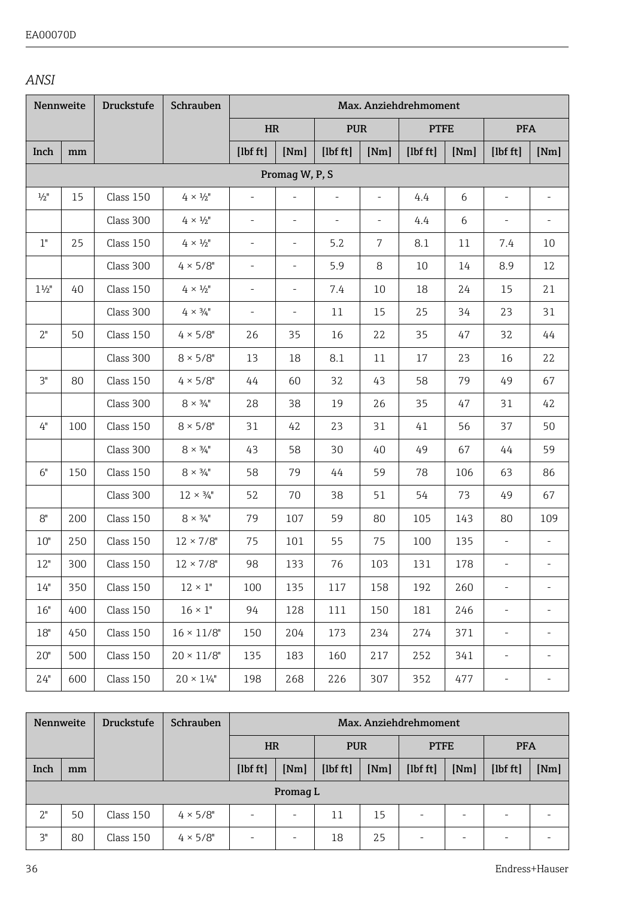*ANSI*

| Nennweite | | Druckstufe | Schrauben | Max. Anziehdrehmoment | | | | | | | |
|---|---|---|---|---|---|---|---|---|---|---|---|
| | | | | HR | | PUR | | PTFE | | PFA | |
| Inch | mm | | | [lbf ft] | [Nm] | [lbf ft] | [Nm] | [lbf ft] | [Nm] | [lbf ft] | [Nm] |
| Promag W, P, S | | | | | | | | | | | |
| ½" | 15 | Class 150 | 4 × ½" | - | - | - | - | 4.4 | 6 | - | - |
| | | Class 300 | 4 × ½" | - | - | - | - | 4.4 | 6 | - | - |
| 1" | 25 | Class 150 | 4 × ½" | - | - | 5.2 | 7 | 8.1 | 11 | 7.4 | 10 |
| | | Class 300 | 4 × 5/8" | - | - | 5.9 | 8 | 10 | 14 | 8.9 | 12 |
| 1½" | 40 | Class 150 | 4 × ½" | - | - | 7.4 | 10 | 18 | 24 | 15 | 21 |
| | | Class 300 | 4 × ¾" | - | - | 11 | 15 | 25 | 34 | 23 | 31 |
| 2" | 50 | Class 150 | 4 × 5/8" | 26 | 35 | 16 | 22 | 35 | 47 | 32 | 44 |
| | | Class 300 | 8 × 5/8" | 13 | 18 | 8.1 | 11 | 17 | 23 | 16 | 22 |
| 3" | 80 | Class 150 | 4 × 5/8" | 44 | 60 | 32 | 43 | 58 | 79 | 49 | 67 |
| | | Class 300 | 8 × ¾" | 28 | 38 | 19 | 26 | 35 | 47 | 31 | 42 |
| 4" | 100 | Class 150 | 8 × 5/8" | 31 | 42 | 23 | 31 | 41 | 56 | 37 | 50 |
| | | Class 300 | 8 × ¾" | 43 | 58 | 30 | 40 | 49 | 67 | 44 | 59 |
| 6" | 150 | Class 150 | 8 × ¾" | 58 | 79 | 44 | 59 | 78 | 106 | 63 | 86 |
| | | Class 300 | 12 × ¾" | 52 | 70 | 38 | 51 | 54 | 73 | 49 | 67 |
| 8" | 200 | Class 150 | 8 × ¾" | 79 | 107 | 59 | 80 | 105 | 143 | 80 | 109 |
| 10" | 250 | Class 150 | 12 × 7/8" | 75 | 101 | 55 | 75 | 100 | 135 | - | - |
| 12" | 300 | Class 150 | 12 × 7/8" | 98 | 133 | 76 | 103 | 131 | 178 | - | - |
| 14" | 350 | Class 150 | 12 × 1" | 100 | 135 | 117 | 158 | 192 | 260 | - | - |
| 16" | 400 | Class 150 | 16 × 1" | 94 | 128 | 111 | 150 | 181 | 246 | - | - |
| 18" | 450 | Class 150 | 16 × 11/8" | 150 | 204 | 173 | 234 | 274 | 371 | - | - |
| 20" | 500 | Class 150 | 20 × 11/8" | 135 | 183 | 160 | 217 | 252 | 341 | - | - |
| 24" | 600 | Class 150 | 20 × 1¼" | 198 | 268 | 226 | 307 | 352 | 477 | - | - |

| Nennweite | | Druckstufe | Schrauben | Max. Anziehdrehmoment | | | | | | | |
|---|---|---|---|---|---|---|---|---|---|---|---|
| | | | | HR | | PUR | | PTFE | | PFA | |
| Inch | mm | | | [lbf ft] | [Nm] | [lbf ft] | [Nm] | [lbf ft] | [Nm] | [lbf ft] | [Nm] |
| Promag L | | | | | | | | | | | |
| 2" | 50 | Class 150 | 4 × 5/8" | - | - | 11 | 15 | - | - | - | - |
| 3" | 80 | Class 150 | 4 × 5/8" | - | - | 18 | 25 | - | - | - | - |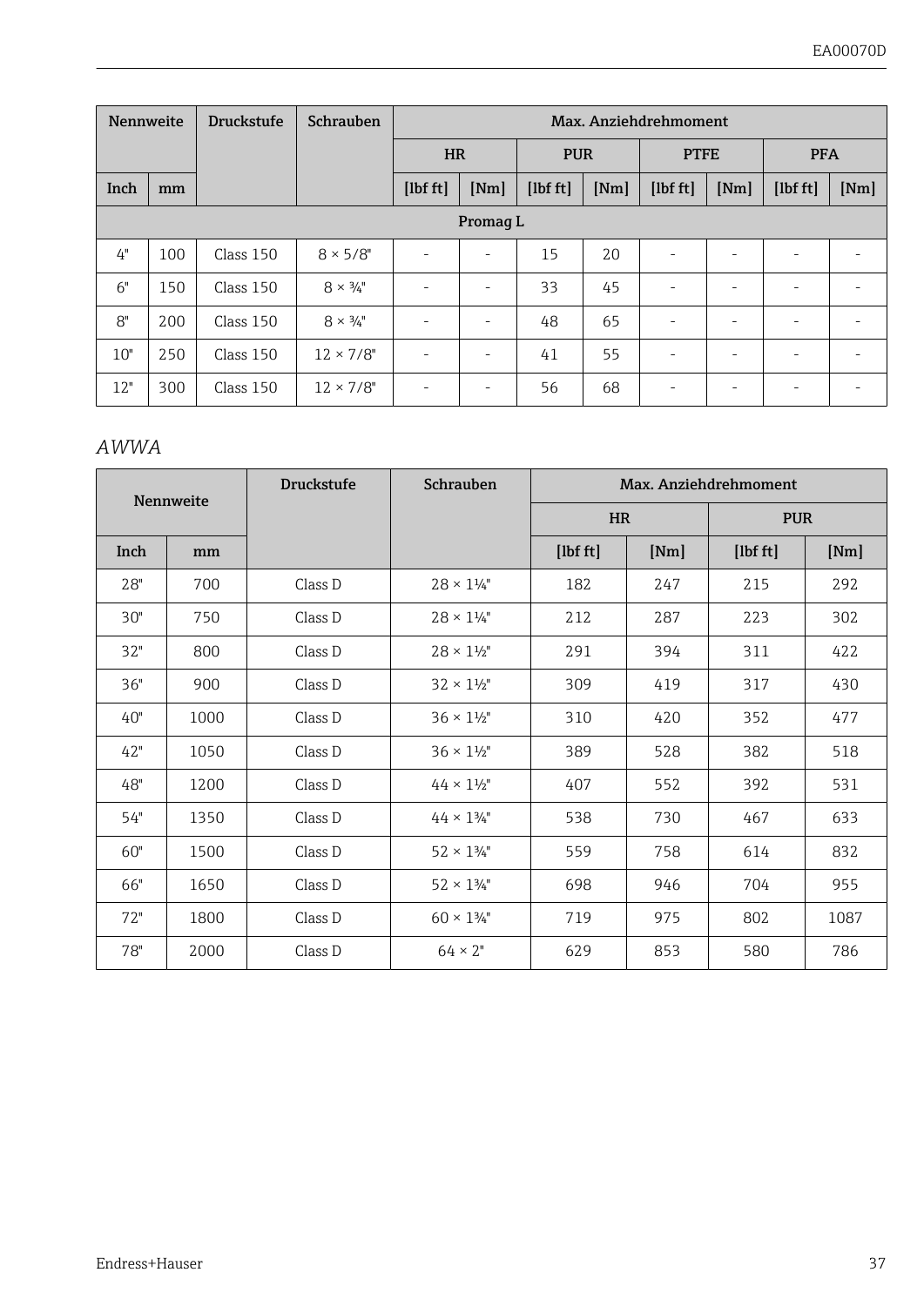| Nennweite | | Druckstufe | Schrauben | Max. Anziehdrehmoment | | | | | | | |
|---|---|---|---|---|---|---|---|---|---|---|---|
| | | | | HR | | PUR | | PTFE | | PFA | |
| Inch | mm | | | [lbf ft] | [Nm] | [lbf ft] | [Nm] | [lbf ft] | [Nm] | [lbf ft] | [Nm] |
| Promag L | | | | | | | | | | | |
| 4" | 100 | Class 150 | 8 × 5/8" | - | - | 15 | 20 | - | - | - | - |
| 6" | 150 | Class 150 | 8 × ¾" | - | - | 33 | 45 | - | - | - | - |
| 8" | 200 | Class 150 | 8 × ¾" | - | - | 48 | 65 | - | - | - | - |
| 10" | 250 | Class 150 | 12 × 7/8" | - | - | 41 | 55 | - | - | - | - |
| 12" | 300 | Class 150 | 12 × 7/8" | - | - | 56 | 68 | - | - | - | - |

*AWWA*

| Nennweite | | Druckstufe | Schrauben | Max. Anziehdrehmoment | | | |
|---|---|---|---|---|---|---|---|
| | | | | HR | | PUR | |
| Inch | mm | | | [lbf ft] | [Nm] | [lbf ft] | [Nm] |
| 28" | 700 | Class D | 28 × 1¼" | 182 | 247 | 215 | 292 |
| 30" | 750 | Class D | 28 × 1¼" | 212 | 287 | 223 | 302 |
| 32" | 800 | Class D | 28 × 1½" | 291 | 394 | 311 | 422 |
| 36" | 900 | Class D | 32 × 1½" | 309 | 419 | 317 | 430 |
| 40" | 1000 | Class D | 36 × 1½" | 310 | 420 | 352 | 477 |
| 42" | 1050 | Class D | 36 × 1½" | 389 | 528 | 382 | 518 |
| 48" | 1200 | Class D | 44 × 1½" | 407 | 552 | 392 | 531 |
| 54" | 1350 | Class D | 44 × 1¾" | 538 | 730 | 467 | 633 |
| 60" | 1500 | Class D | 52 × 1¾" | 559 | 758 | 614 | 832 |
| 66" | 1650 | Class D | 52 × 1¾" | 698 | 946 | 704 | 955 |
| 72" | 1800 | Class D | 60 × 1¾" | 719 | 975 | 802 | 1087 |
| 78" | 2000 | Class D | 64 × 2" | 629 | 853 | 580 | 786 |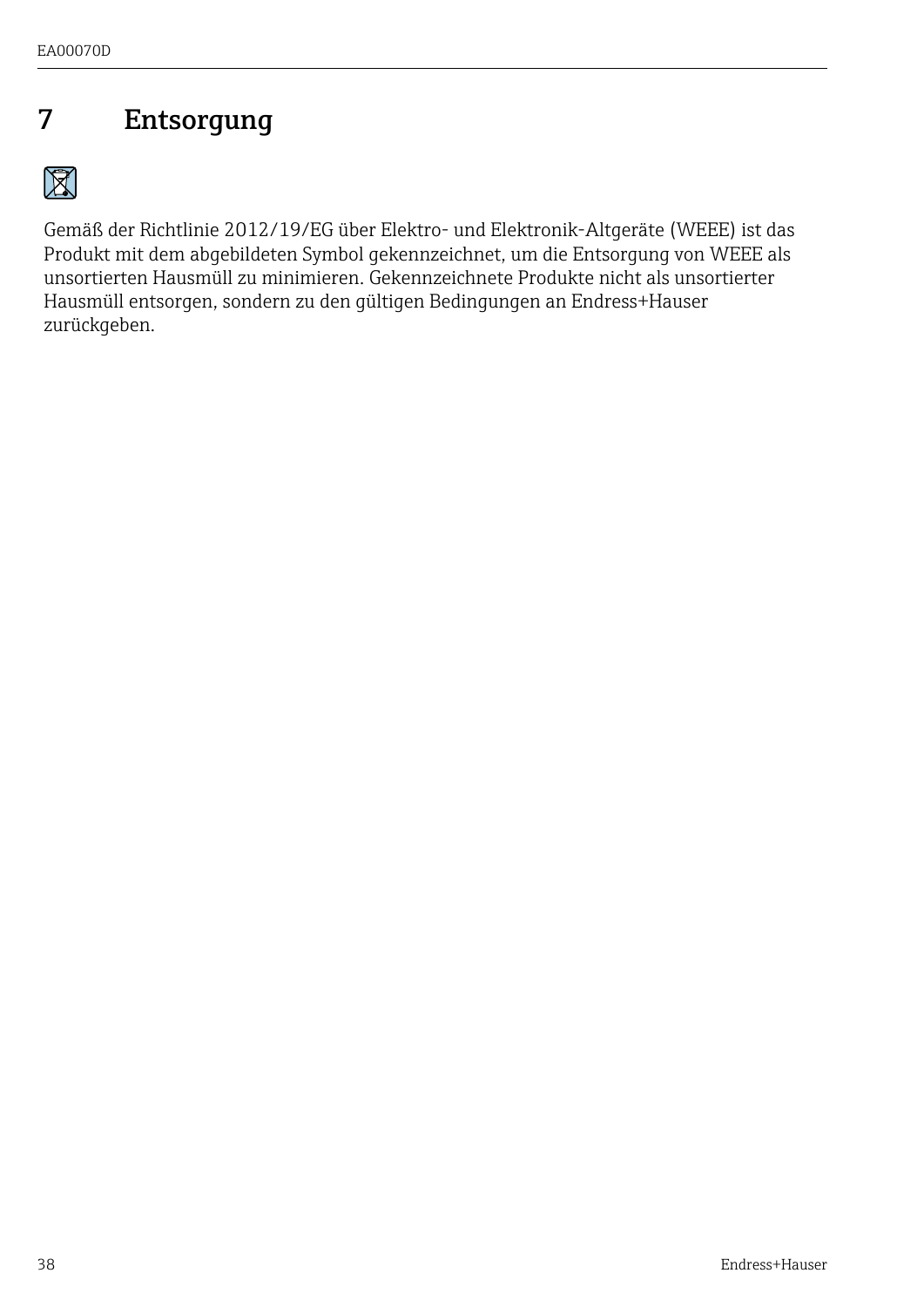# 7 Entsorgung

Gemäß der Richtlinie 2012/19/EG über Elektro- und Elektronik-Altgeräte (WEEE) ist das Produkt mit dem abgebildeten Symbol gekennzeichnet, um die Entsorgung von WEEE als unsortierten Hausmüll zu minimieren. Gekennzeichnete Produkte nicht als unsortierter Hausmüll entsorgen, sondern zu den gültigen Bedingungen an Endress+Hauser zurückgeben.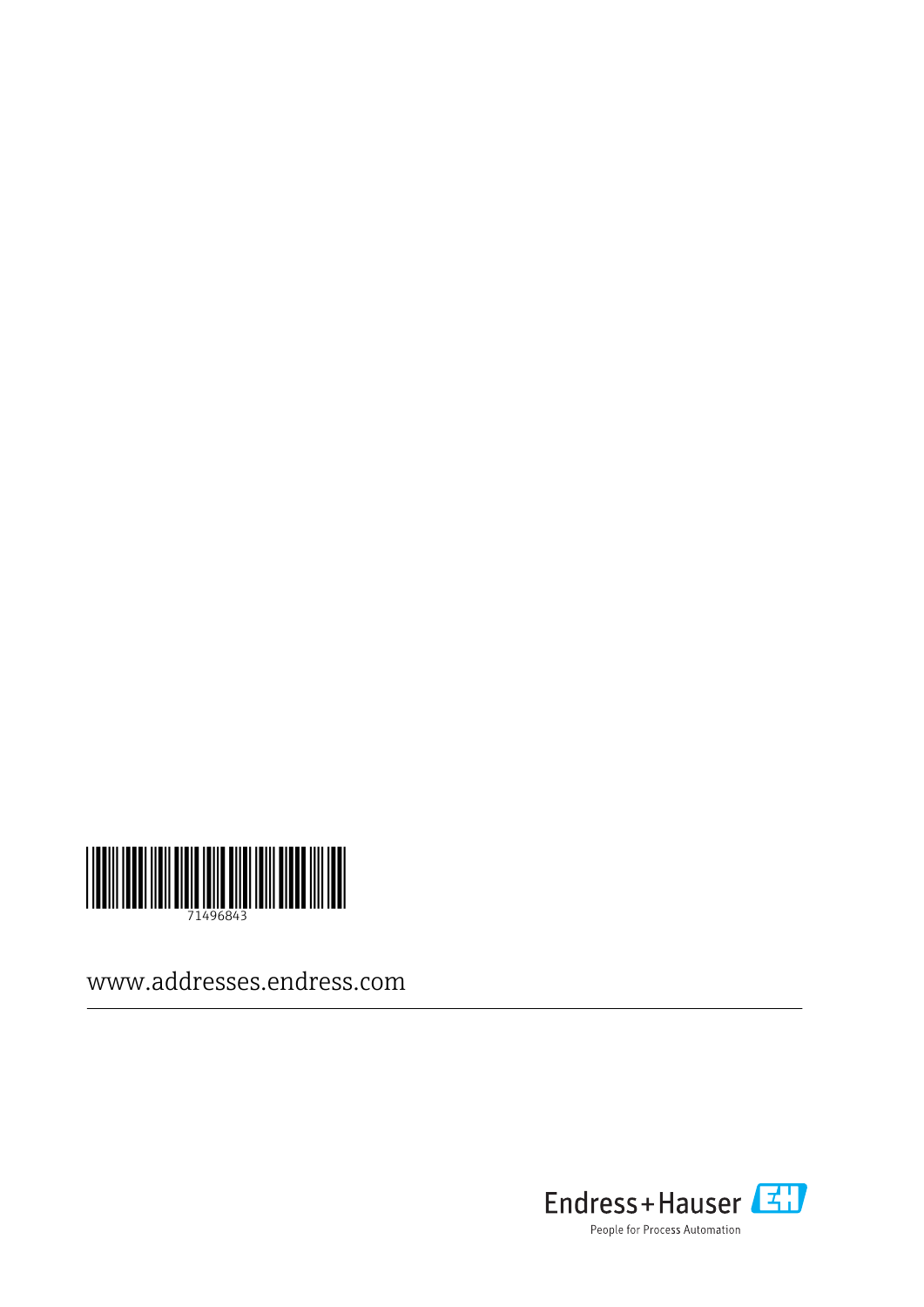71496843

www.addresses.endress.com

Endress+Hauser

People for Process Automation